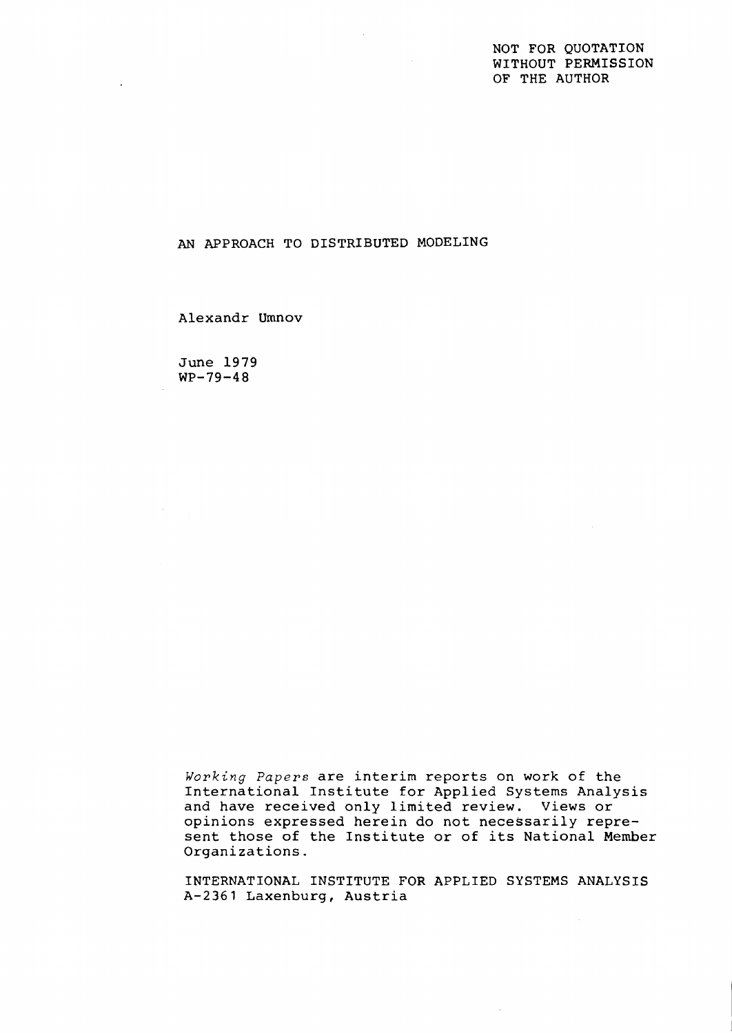NOT FOR QUOTATION
WITHOUT PERMISSION
OF THE AUTHOR

# AN APPROACH TO DISTRIBUTED MODELING

Alexandr Umnov

June 1979
WP-79-48

*Working Papers* are interim reports on work of the International Institute for Applied Systems Analysis and have received only limited review. Views or opinions expressed herein do not necessarily represent those of the Institute or of its National Member Organizations.

INTERNATIONAL INSTITUTE FOR APPLIED SYSTEMS ANALYSIS
A-2361 Laxenburg, Austria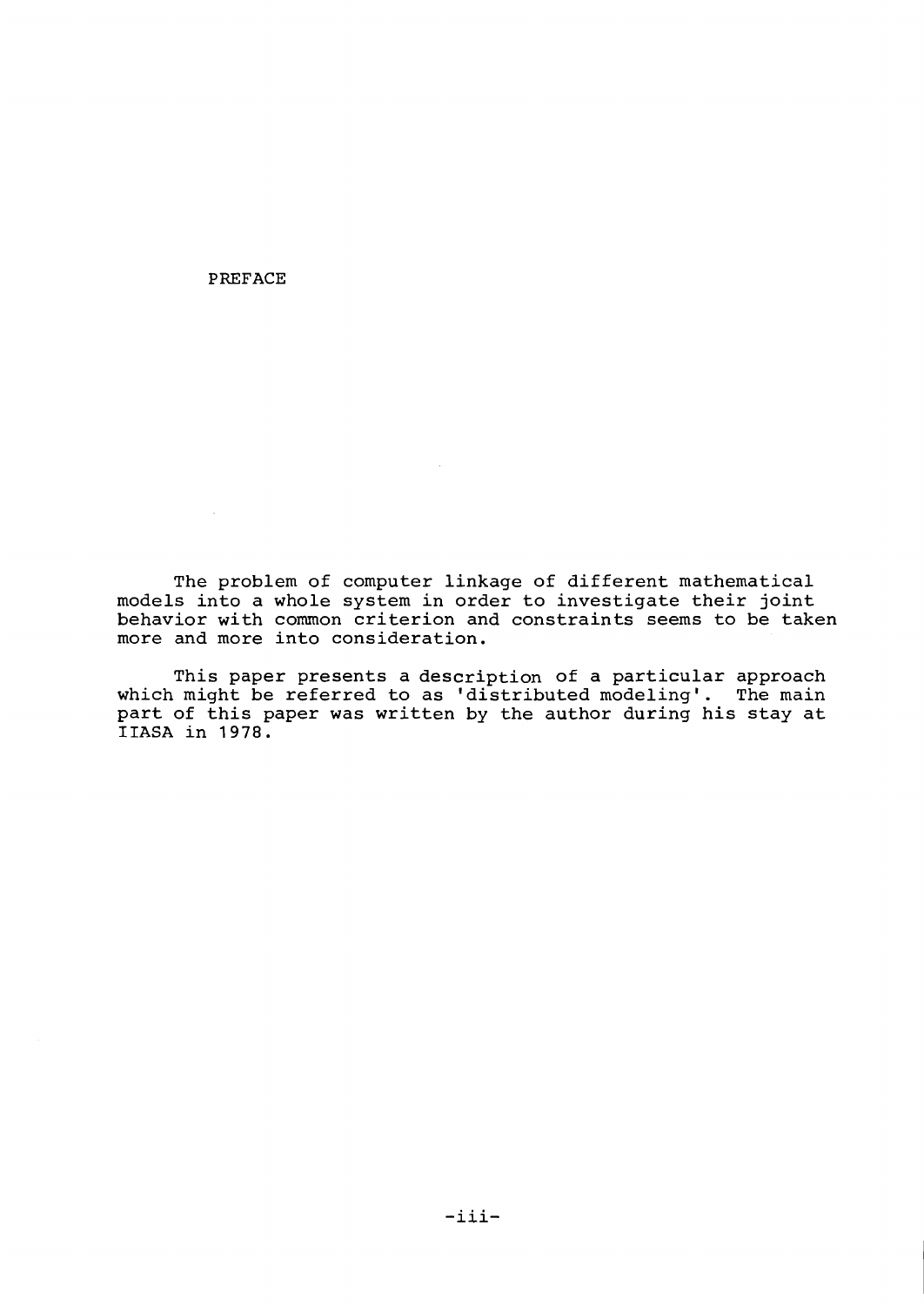# PREFACE

The problem of computer linkage of different mathematical models into a whole system in order to investigate their joint behavior with common criterion and constraints seems to be taken more and more into consideration.

This paper presents a description of a particular approach which might be referred to as 'distributed modeling'. The main part of this paper was written by the author during his stay at IIASA in 1978.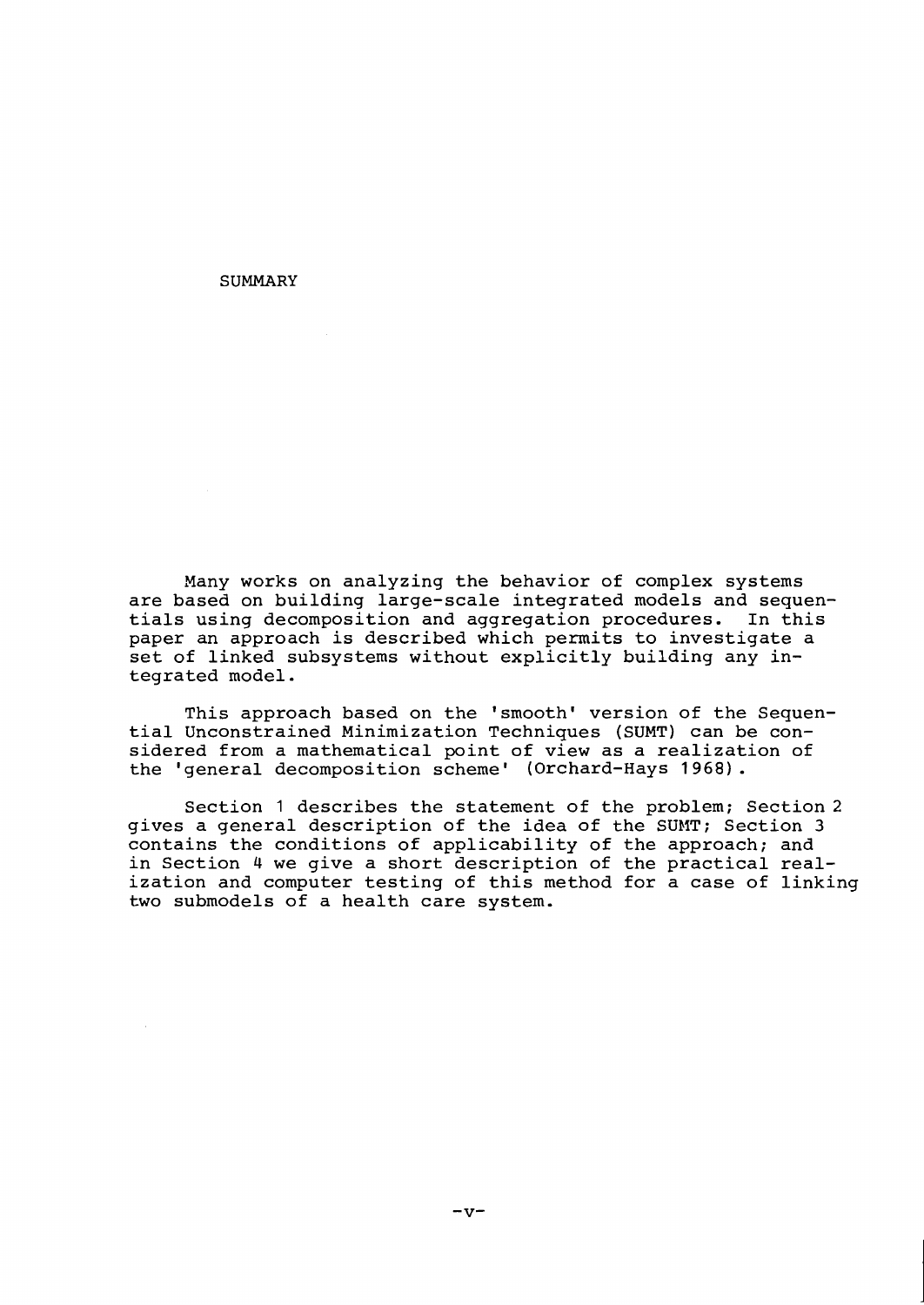# SUMMARY

Many works on analyzing the behavior of complex systems are based on building large-scale integrated models and sequentials using decomposition and aggregation procedures. In this paper an approach is described which permits to investigate a set of linked subsystems without explicitly building any integrated model.

This approach based on the 'smooth' version of the Sequential Unconstrained Minimization Techniques (SUMT) can be considered from a mathematical point of view as a realization of the 'general decomposition scheme' (Orchard-Hays 1968).

Section 1 describes the statement of the problem; Section 2 gives a general description of the idea of the SUMT; Section 3 contains the conditions of applicability of the approach; and in Section 4 we give a short description of the practical realization and computer testing of this method for a case of linking two submodels of a health care system.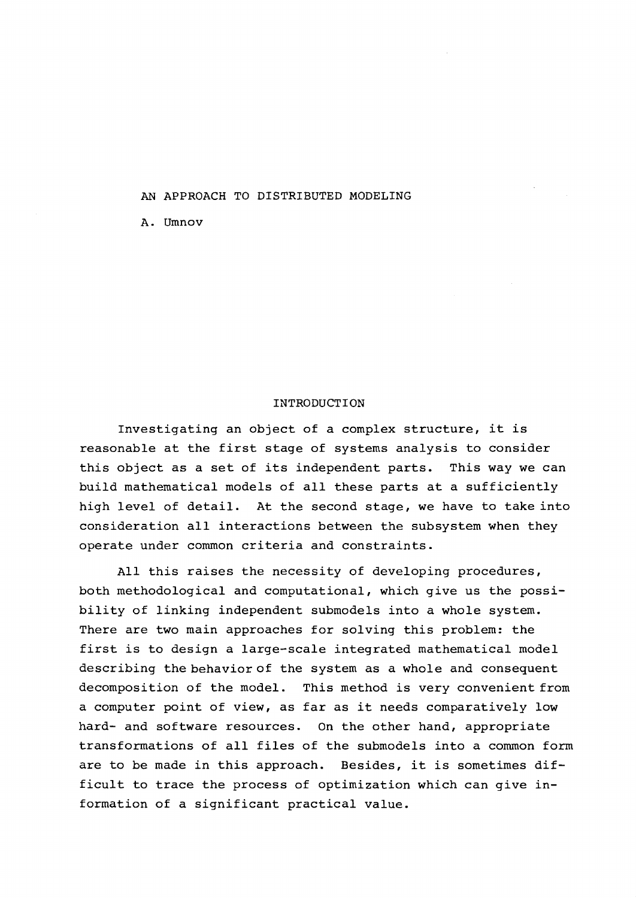# AN APPROACH TO DISTRIBUTED MODELING

A. Umnov

## INTRODUCTION

Investigating an object of a complex structure, it is reasonable at the first stage of systems analysis to consider this object as a set of its independent parts. This way we can build mathematical models of all these parts at a sufficiently high level of detail. At the second stage, we have to take into consideration all interactions between the subsystem when they operate under common criteria and constraints.

All this raises the necessity of developing procedures, both methodological and computational, which give us the possibility of linking independent submodels into a whole system. There are two main approaches for solving this problem: the first is to design a large-scale integrated mathematical model describing the behavior of the system as a whole and consequent decomposition of the model. This method is very convenient from a computer point of view, as far as it needs comparatively low hard- and software resources. On the other hand, appropriate transformations of all files of the submodels into a common form are to be made in this approach. Besides, it is sometimes difficult to trace the process of optimization which can give information of a significant practical value.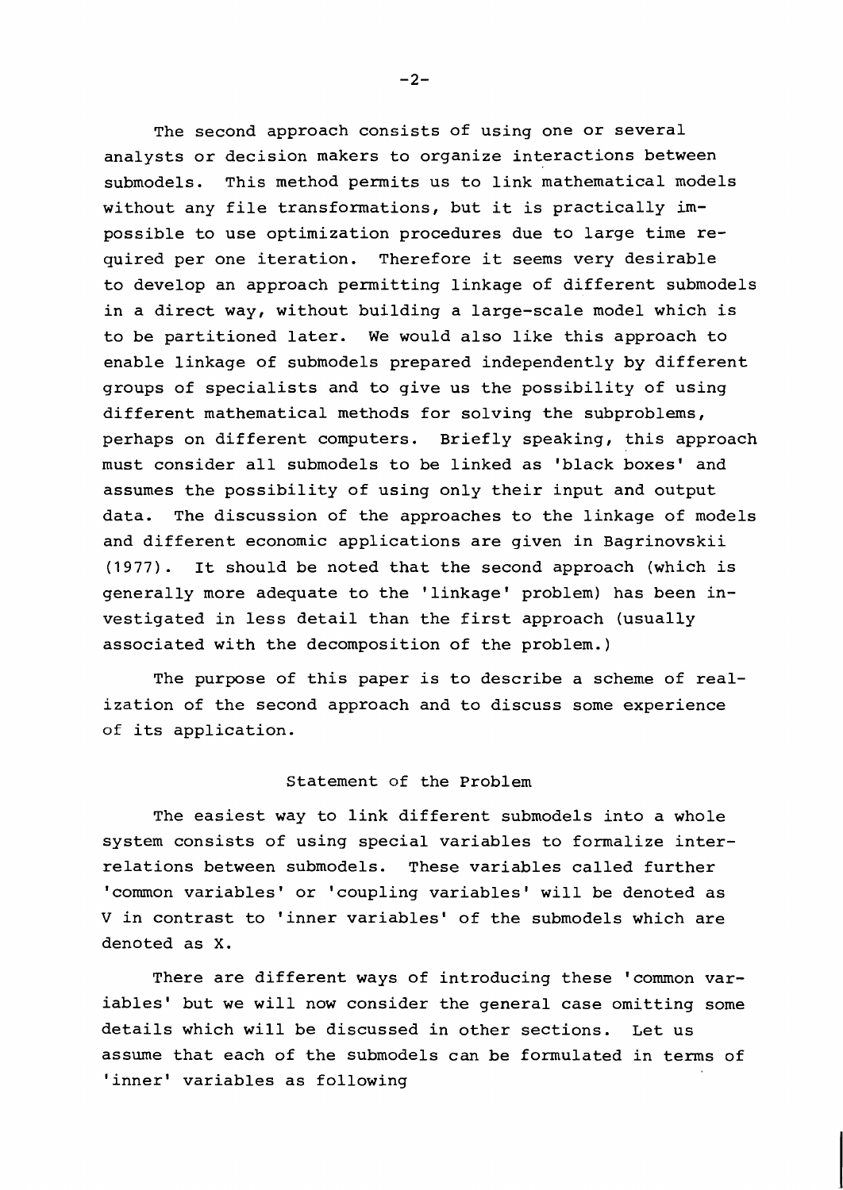The second approach consists of using one or several analysts or decision makers to organize interactions between submodels. This method permits us to link mathematical models without any file transformations, but it is practically impossible to use optimization procedures due to large time required per one iteration. Therefore it seems very desirable to develop an approach permitting linkage of different submodels in a direct way, without building a large-scale model which is to be partitioned later. We would also like this approach to enable linkage of submodels prepared independently by different groups of specialists and to give us the possibility of using different mathematical methods for solving the subproblems, perhaps on different computers. Briefly speaking, this approach must consider all submodels to be linked as 'black boxes' and assumes the possibility of using only their input and output data. The discussion of the approaches to the linkage of models and different economic applications are given in Bagrinovskii (1977). It should be noted that the second approach (which is generally more adequate to the 'linkage' problem) has been investigated in less detail than the first approach (usually associated with the decomposition of the problem.)

The purpose of this paper is to describe a scheme of realization of the second approach and to discuss some experience of its application.

## Statement of the Problem

The easiest way to link different submodels into a whole system consists of using special variables to formalize interrelations between submodels. These variables called further 'common variables' or 'coupling variables' will be denoted as $V$ in contrast to 'inner variables' of the submodels which are denoted as $X$.

There are different ways of introducing these 'common variables' but we will now consider the general case omitting some details which will be discussed in other sections. Let us assume that each of the submodels can be formulated in terms of 'inner' variables as following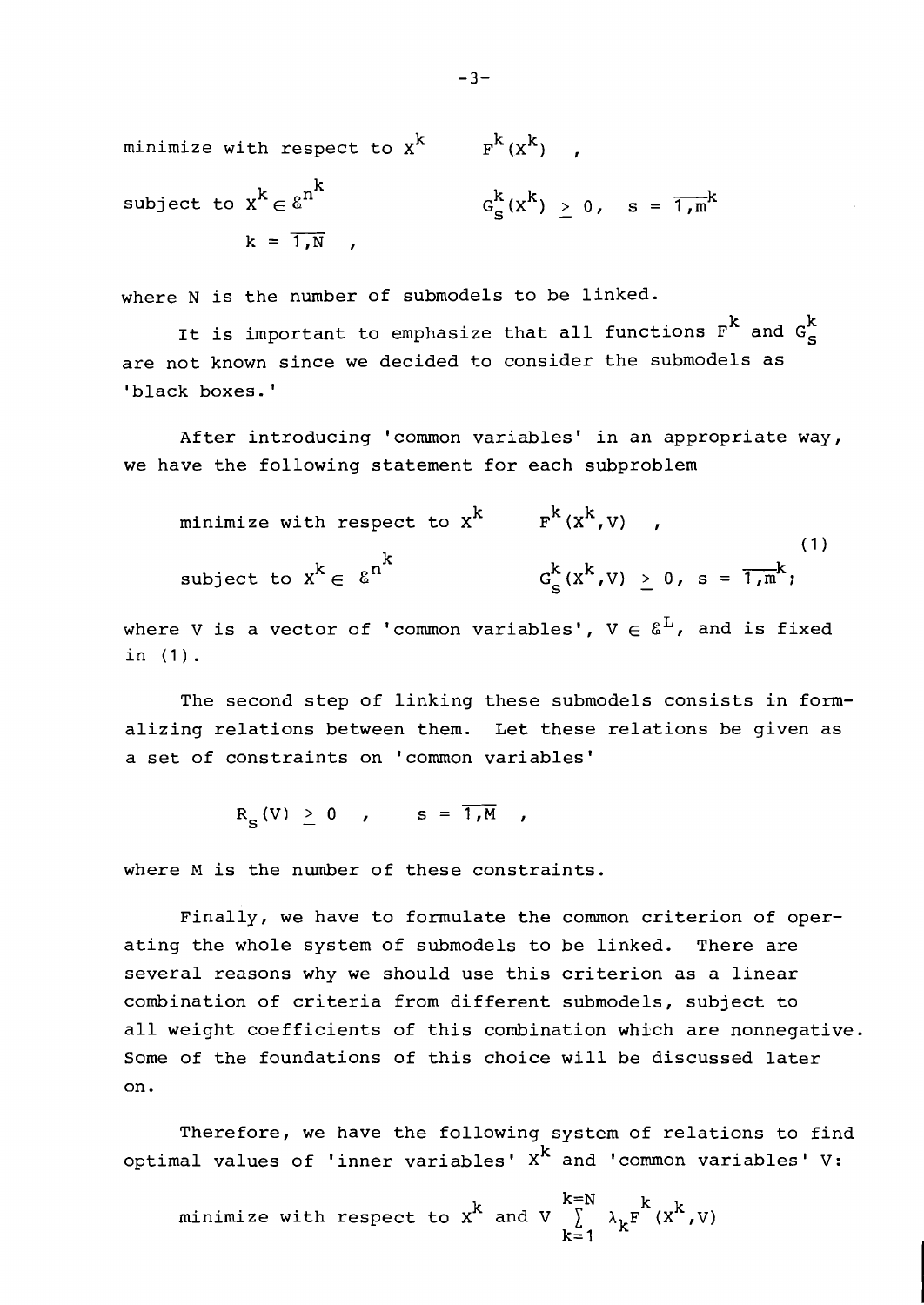$$
\begin{array}{ll}
\text{minimize with respect to } X^k & F^k(X^k) \quad , \\
\text{subject to } X^k \in \mathcal{E}^{n^k} & G_s^k(X^k) \geq 0, \quad s = \overline{1,m}^k \\
\qquad k = \overline{1,N} \quad , &
\end{array}
$$

where N is the number of submodels to be linked.

It is important to emphasize that all functions $F^k$ and $G_s^k$ are not known since we decided to consider the submodels as 'black boxes.'

After introducing 'common variables' in an appropriate way, we have the following statement for each subproblem

$$
\begin{array}{ll}
\text{minimize with respect to } X^k & F^k(X^k, V) \quad , \\
\text{subject to } X^k \in \mathcal{E}^{n^k} & G_s^k(X^k, V) \geq 0, \quad s = \overline{1,m}^k;
\end{array}
\tag{1}
$$

where V is a vector of 'common variables', $V \in \mathcal{E}^L$, and is fixed in (1).

The second step of linking these submodels consists in formalizing relations between them. Let these relations be given as a set of constraints on 'common variables'

$$
R_s(V) \geq 0 \quad , \qquad s = \overline{1,M} \quad ,
$$

where M is the number of these constraints.

Finally, we have to formulate the common criterion of operating the whole system of submodels to be linked. There are several reasons why we should use this criterion as a linear combination of criteria from different submodels, subject to all weight coefficients of this combination which are nonnegative. Some of the foundations of this choice will be discussed later on.

Therefore, we have the following system of relations to find optimal values of 'inner variables' $X^k$ and 'common variables' V:

$$
\text{minimize with respect to } X^k \text{ and } V \sum_{k=1}^{k=N} \lambda_k F^k(X^k, V)
$$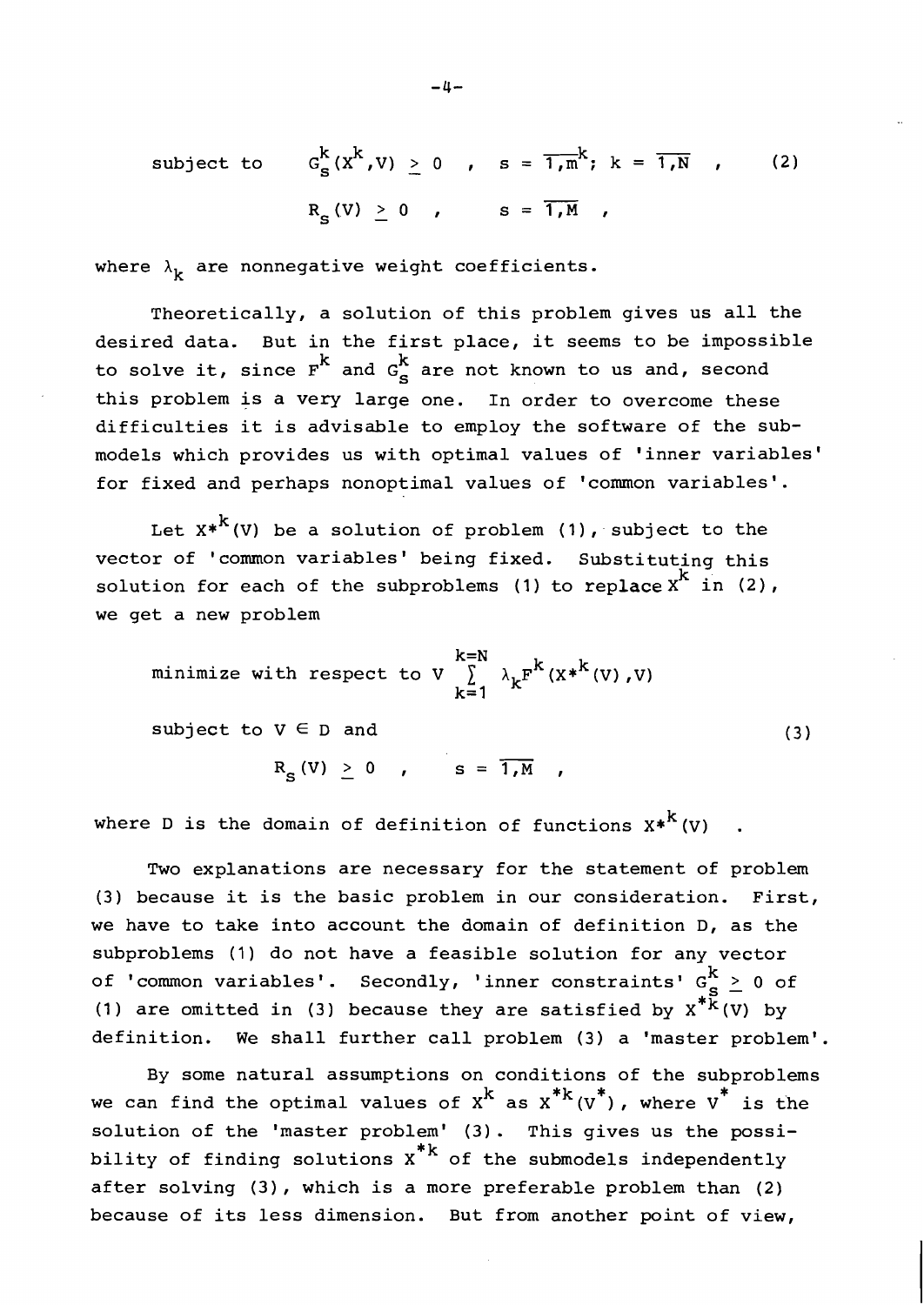subject to $\quad G_s^k(X^k,V) \geq 0 \quad , \quad s = \overline{1,m^k}; \; k = \overline{1,N} \quad , \qquad (2)$

$$R_s(V) \geq 0 \quad , \qquad s = \overline{1,M} \quad ,$$

where $\lambda_k$ are nonnegative weight coefficients.

Theoretically, a solution of this problem gives us all the desired data. But in the first place, it seems to be impossible to solve it, since $F^k$ and $G_s^k$ are not known to us and, second this problem is a very large one. In order to overcome these difficulties it is advisable to employ the software of the submodels which provides us with optimal values of 'inner variables' for fixed and perhaps nonoptimal values of 'common variables'.

Let $X*^k(V)$ be a solution of problem (1), subject to the vector of 'common variables' being fixed. Substituting this solution for each of the subproblems (1) to replace $X^k$ in (2), we get a new problem

$$\text{minimize with respect to } V \sum_{k=1}^{k=N} \lambda_k F^k(X*^k(V),V)$$

$$\text{subject to } V \in D \text{ and} \qquad (3)$$

$$R_s(V) \geq 0 \quad , \qquad s = \overline{1,M} \quad ,$$

where D is the domain of definition of functions $X*^k(V)$ .

Two explanations are necessary for the statement of problem (3) because it is the basic problem in our consideration. First, we have to take into account the domain of definition D, as the subproblems (1) do not have a feasible solution for any vector of 'common variables'. Secondly, 'inner constraints' $G_s^k \geq 0$ of (1) are omitted in (3) because they are satisfied by $X^{*k}(V)$ by definition. We shall further call problem (3) a 'master problem'.

By some natural assumptions on conditions of the subproblems we can find the optimal values of $X^k$ as $X^{*k}(V^*)$, where $V^*$ is the solution of the 'master problem' (3). This gives us the possibility of finding solutions $X^{*k}$ of the submodels independently after solving (3), which is a more preferable problem than (2) because of its less dimension. But from another point of view,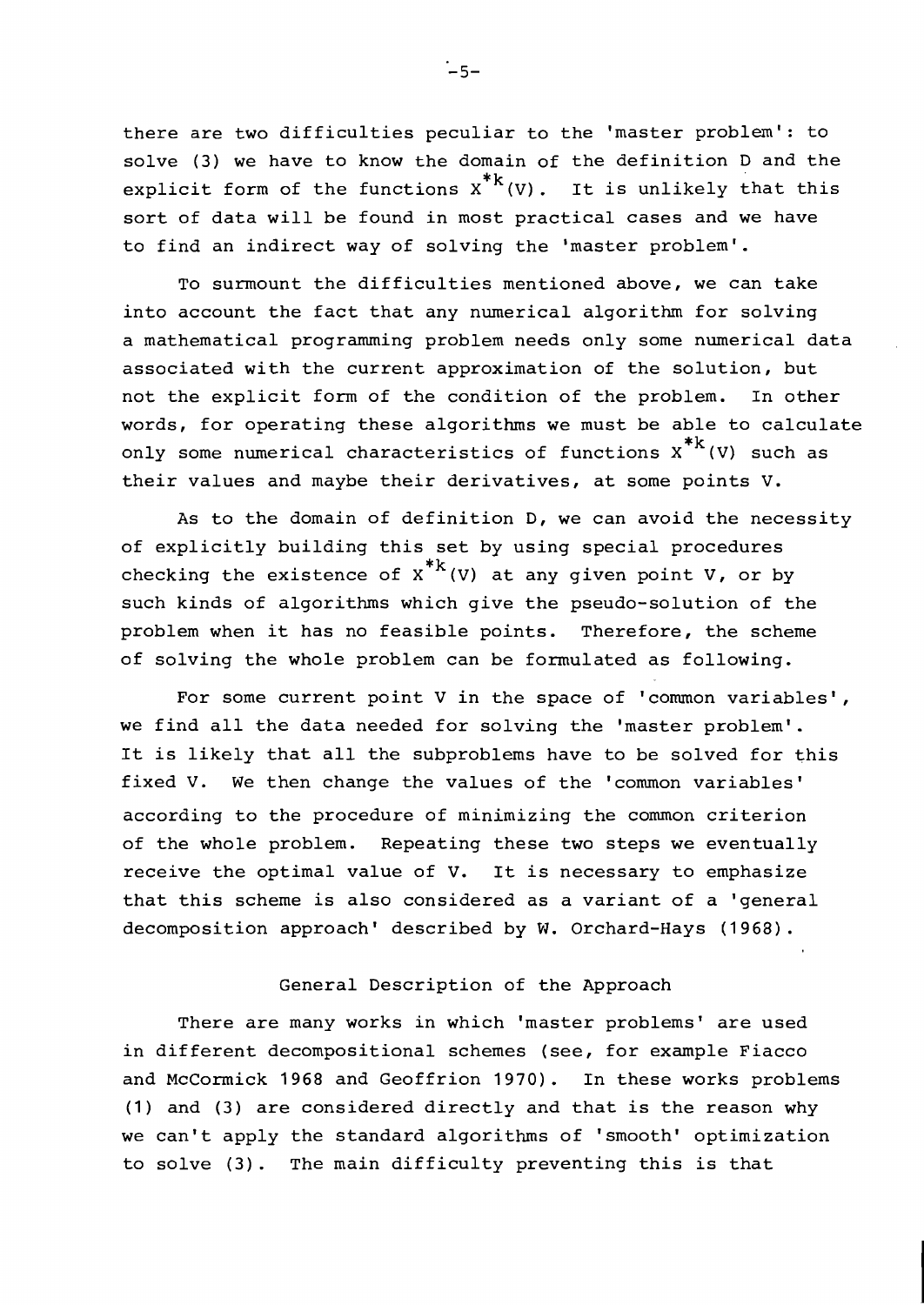there are two difficulties peculiar to the 'master problem': to solve (3) we have to know the domain of the definition D and the explicit form of the functions $X^{*k}(V)$. It is unlikely that this sort of data will be found in most practical cases and we have to find an indirect way of solving the 'master problem'.

To surmount the difficulties mentioned above, we can take into account the fact that any numerical algorithm for solving a mathematical programming problem needs only some numerical data associated with the current approximation of the solution, but not the explicit form of the condition of the problem. In other words, for operating these algorithms we must be able to calculate only some numerical characteristics of functions $X^{*k}(V)$ such as their values and maybe their derivatives, at some points V.

As to the domain of definition D, we can avoid the necessity of explicitly building this set by using special procedures checking the existence of $X^{*k}(V)$ at any given point V, or by such kinds of algorithms which give the pseudo-solution of the problem when it has no feasible points. Therefore, the scheme of solving the whole problem can be formulated as following.

For some current point V in the space of 'common variables', we find all the data needed for solving the 'master problem'. It is likely that all the subproblems have to be solved for this fixed V. We then change the values of the 'common variables' according to the procedure of minimizing the common criterion of the whole problem. Repeating these two steps we eventually receive the optimal value of V. It is necessary to emphasize that this scheme is also considered as a variant of a 'general decomposition approach' described by W. Orchard-Hays (1968).

## General Description of the Approach

There are many works in which 'master problems' are used in different decompositional schemes (see, for example Fiacco and McCormick 1968 and Geoffrion 1970). In these works problems (1) and (3) are considered directly and that is the reason why we can't apply the standard algorithms of 'smooth' optimization to solve (3). The main difficulty preventing this is that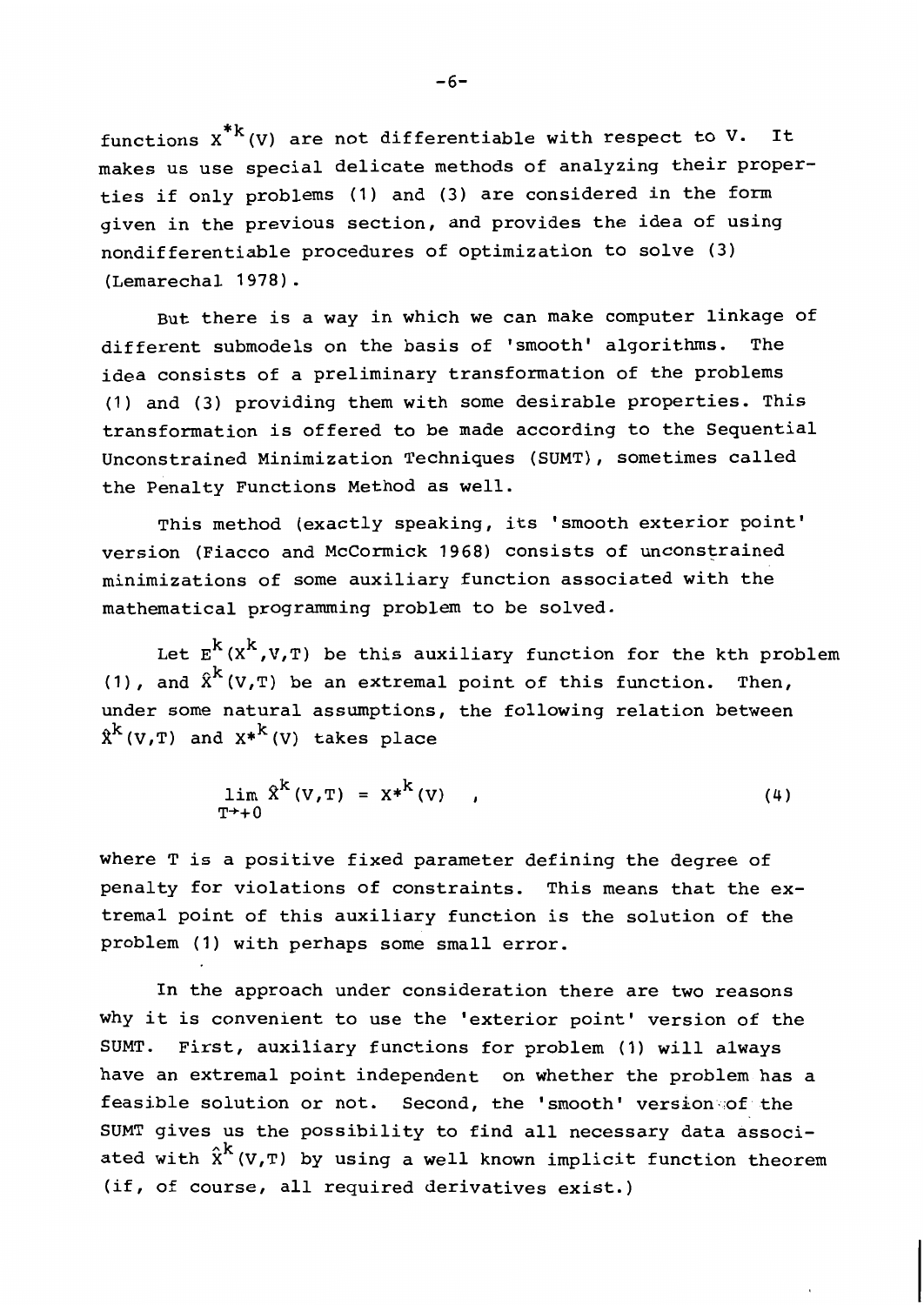functions $X^{*k}(V)$ are not differentiable with respect to V. It makes us use special delicate methods of analyzing their properties if only problems (1) and (3) are considered in the form given in the previous section, and provides the idea of using nondifferentiable procedures of optimization to solve (3) (Lemarechal 1978).

But there is a way in which we can make computer linkage of different submodels on the basis of 'smooth' algorithms. The idea consists of a preliminary transformation of the problems (1) and (3) providing them with some desirable properties. This transformation is offered to be made according to the Sequential Unconstrained Minimization Techniques (SUMT), sometimes called the Penalty Functions Method as well.

This method (exactly speaking, its 'smooth exterior point' version (Fiacco and McCormick 1968) consists of unconstrained minimizations of some auxiliary function associated with the mathematical programming problem to be solved.

Let $E^k(X^k,V,T)$ be this auxiliary function for the kth problem (1), and $\hat{X}^k(V,T)$ be an extremal point of this function. Then, under some natural assumptions, the following relation between $\hat{X}^k(V,T)$ and $X^{*k}(V)$ takes place

$$\lim_{T \to +0} \hat{X}^k(V,T) = X^{*k}(V) \quad , \tag{4}$$

where T is a positive fixed parameter defining the degree of penalty for violations of constraints. This means that the extremal point of this auxiliary function is the solution of the problem (1) with perhaps some small error.

In the approach under consideration there are two reasons why it is convenient to use the 'exterior point' version of the SUMT. First, auxiliary functions for problem (1) will always have an extremal point independent on whether the problem has a feasible solution or not. Second, the 'smooth' version of the SUMT gives us the possibility to find all necessary data associated with $\hat{X}^k(V,T)$ by using a well known implicit function theorem (if, of course, all required derivatives exist.)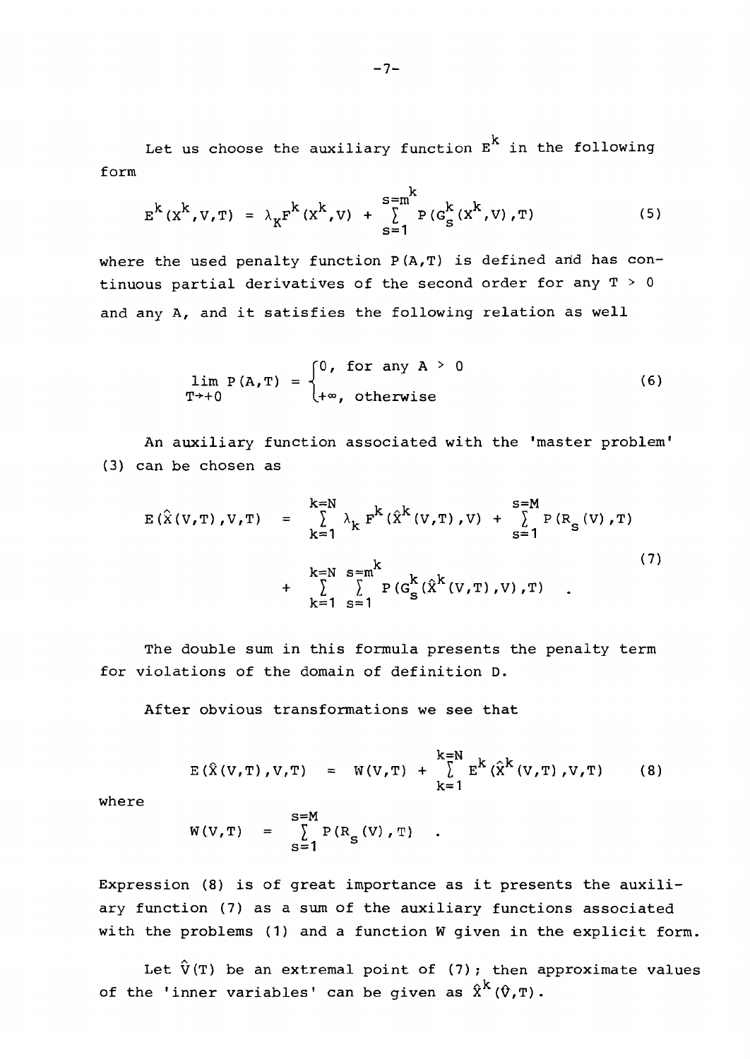Let us choose the auxiliary function $E^k$ in the following form

$$E^k(X^k,V,T) = \lambda_K F^k(X^k,V) + \sum_{s=1}^{s=m^k} P(G_s^k(X^k,V),T) \tag{5}$$

where the used penalty function $P(A,T)$ is defined and has continuous partial derivatives of the second order for any $T > 0$ and any $A$, and it satisfies the following relation as well

$$\lim_{T\to+0} P(A,T) = \begin{cases} 0, & \text{for any } A > 0 \\ +\infty, & \text{otherwise} \end{cases} \tag{6}$$

An auxiliary function associated with the 'master problem' (3) can be chosen as

$$\begin{aligned} E(\hat{X}(V,T),V,T) \quad = \quad & \sum_{k=1}^{k=N} \lambda_k F^k(\hat{X}^k(V,T),V) + \sum_{s=1}^{s=M} P(R_s(V),T) \\ & + \sum_{k=1}^{k=N} \sum_{s=1}^{s=m^k} P(G_s^k(\hat{X}^k(V,T),V),T) \quad . \end{aligned} \tag{7}$$

The double sum in this formula presents the penalty term for violations of the domain of definition D.

After obvious transformations we see that

$$E(\hat{X}(V,T),V,T) \quad = \quad W(V,T) + \sum_{k=1}^{k=N} E^k(\hat{X}^k(V,T),V,T) \tag{8}$$

where

$$W(V,T) \quad = \quad \sum_{s=1}^{s=M} P(R_s(V),T) \quad .$$

Expression (8) is of great importance as it presents the auxiliary function (7) as a sum of the auxiliary functions associated with the problems (1) and a function W given in the explicit form.

Let $\hat{V}(T)$ be an extremal point of (7); then approximate values of the 'inner variables' can be given as $\hat{X}^k(\hat{V},T)$.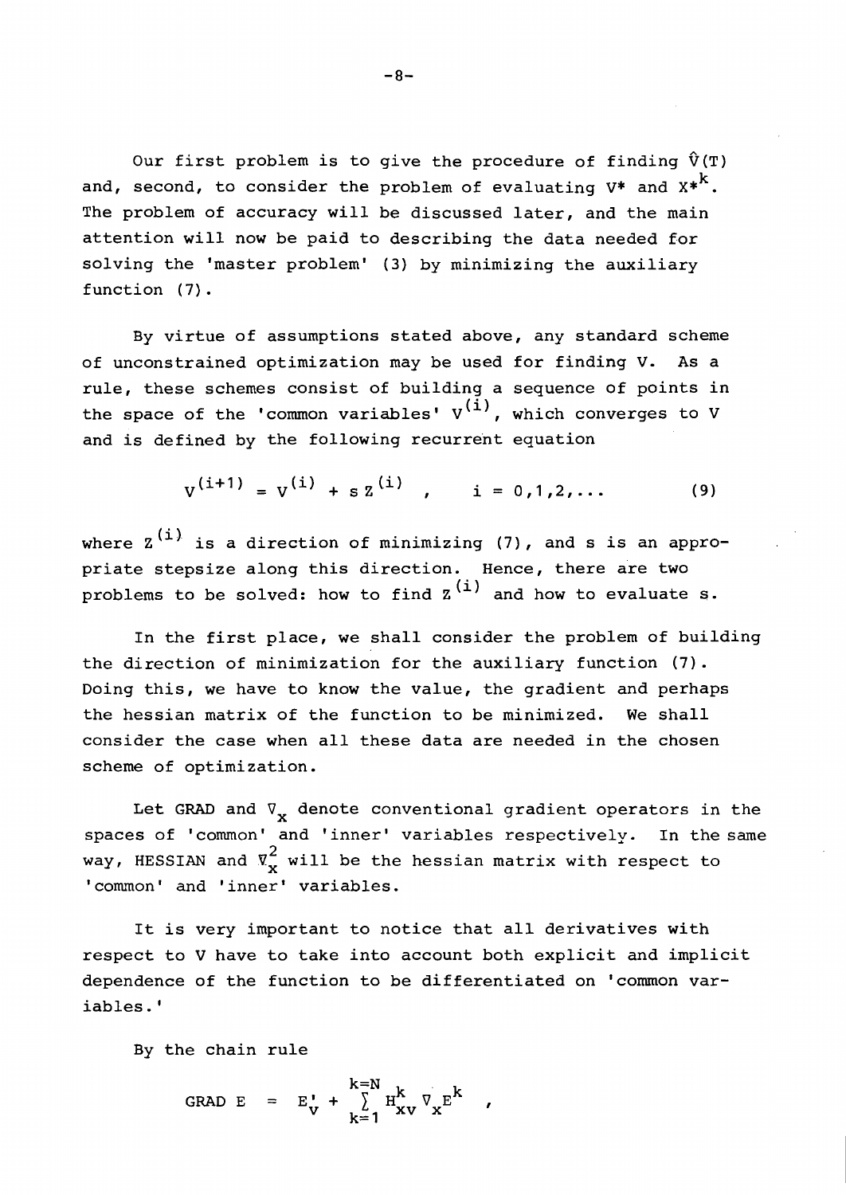Our first problem is to give the procedure of finding $\hat{V}(T)$ and, second, to consider the problem of evaluating $V^*$ and $X^{*k}$. The problem of accuracy will be discussed later, and the main attention will now be paid to describing the data needed for solving the 'master problem' (3) by minimizing the auxiliary function (7).

By virtue of assumptions stated above, any standard scheme of unconstrained optimization may be used for finding V. As a rule, these schemes consist of building a sequence of points in the space of the 'common variables' $V^{(i)}$, which converges to V and is defined by the following recurrent equation

$$V^{(i+1)} = V^{(i)} + s\, Z^{(i)} \quad , \qquad i = 0,1,2,\ldots \tag{9}$$

where $Z^{(i)}$ is a direction of minimizing (7), and s is an appropriate stepsize along this direction. Hence, there are two problems to be solved: how to find $Z^{(i)}$ and how to evaluate s.

In the first place, we shall consider the problem of building the direction of minimization for the auxiliary function (7). Doing this, we have to know the value, the gradient and perhaps the hessian matrix of the function to be minimized. We shall consider the case when all these data are needed in the chosen scheme of optimization.

Let GRAD and $\nabla_x$ denote conventional gradient operators in the spaces of 'common' and 'inner' variables respectively. In the same way, HESSIAN and $\nabla_x^2$ will be the hessian matrix with respect to 'common' and 'inner' variables.

It is very important to notice that all derivatives with respect to V have to take into account both explicit and implicit dependence of the function to be differentiated on 'common variables.'

By the chain rule

$$\text{GRAD } E \;=\; E_V' + \sum_{k=1}^{k=N} H_{xv}^k \nabla_x E^k \quad ,$$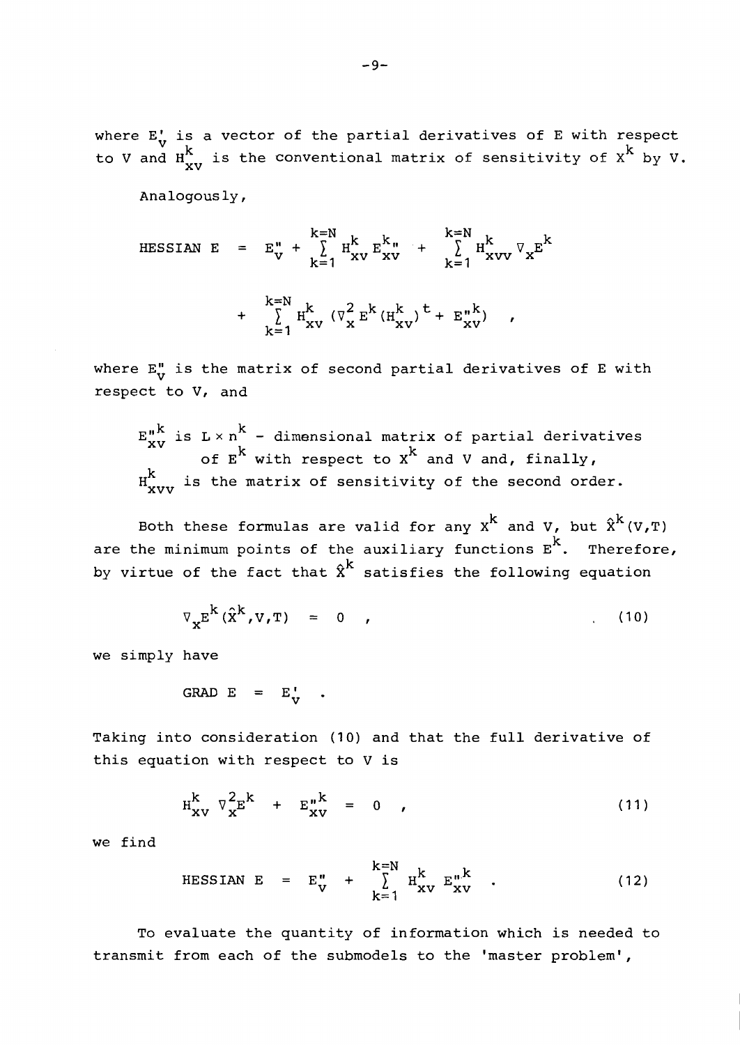where $E'_V$ is a vector of the partial derivatives of E with respect to V and $H^k_{xv}$ is the conventional matrix of sensitivity of $X^k$ by V.

Analogously,

$$\text{HESSIAN } E = E''_V + \sum_{k=1}^{k=N} H^k_{xv} E^{k}_{xv}{}'' + \sum_{k=1}^{k=N} H^k_{xvv} \nabla_x E^k$$

$$+ \sum_{k=1}^{k=N} H^k_{xv} (\nabla^2_x E^k (H^k_{xv})^t + E''^k_{xv}) \quad ,$$

where $E''_V$ is the matrix of second partial derivatives of E with respect to V, and

$E''^k_{xv}$ is $L \times n^k$ - dimensional matrix of partial derivatives of $E^k$ with respect to $X^k$ and V and, finally,
$H^k_{xvv}$ is the matrix of sensitivity of the second order.

Both these formulas are valid for any $X^k$ and V, but $\hat{X}^k(V,T)$ are the minimum points of the auxiliary functions $E^k$. Therefore, by virtue of the fact that $\hat{X}^k$ satisfies the following equation

$$\nabla_x E^k(\hat{X}^k, V, T) = 0 \quad , \tag{10}$$

we simply have

$$\text{GRAD } E = E'_V \quad .$$

Taking into consideration (10) and that the full derivative of this equation with respect to V is

$$H^k_{xv} \nabla^2_x E^k + E''^k_{xv} = 0 \quad , \tag{11}$$

we find

$$\text{HESSIAN } E = E''_V + \sum_{k=1}^{k=N} H^k_{xv} E''^k_{xv} \quad . \tag{12}$$

To evaluate the quantity of information which is needed to transmit from each of the submodels to the 'master problem',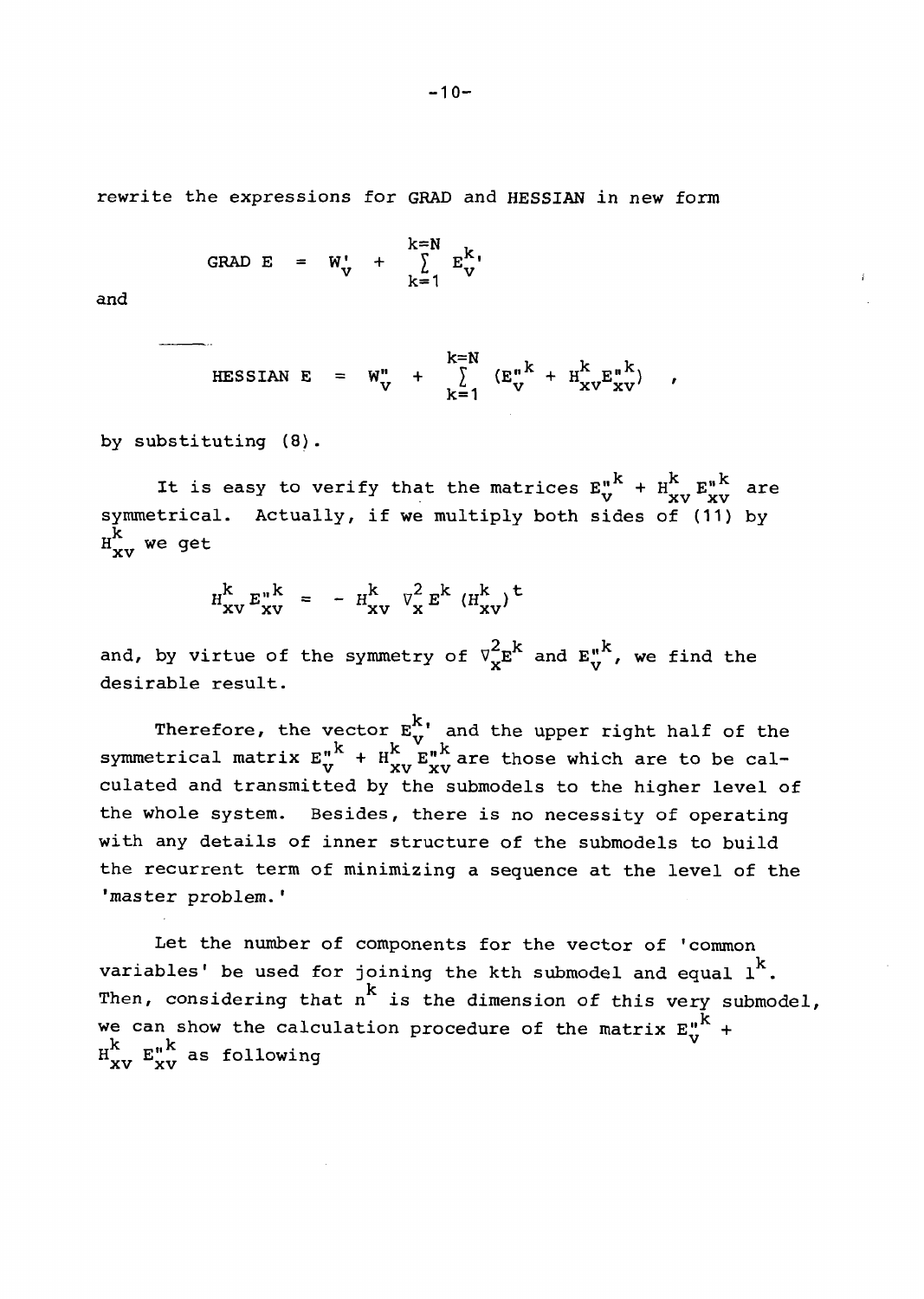rewrite the expressions for GRAD and HESSIAN in new form

$$\text{GRAD } E = W_v' + \sum_{k=1}^{k=N} E_v^{k\prime}$$

and

$$\text{HESSIAN } E = W_v'' + \sum_{k=1}^{k=N} (E_v^{\prime\prime k} + H_{xv}^k E_{xv}^{\prime\prime k}) \quad ,$$

by substituting (8).

It is easy to verify that the matrices $E_v^{\prime\prime k} + H_{xv}^k E_{xv}^{\prime\prime k}$ are symmetrical. Actually, if we multiply both sides of (11) by $H_{xv}^k$ we get

$$H_{xv}^k E_{xv}^{\prime\prime k} = - H_{xv}^k \nabla_x^2 E^k (H_{xv}^k)^t$$

and, by virtue of the symmetry of $\nabla_x^2 E^k$ and $E_v^{\prime\prime k}$, we find the desirable result.

Therefore, the vector $E_v^{k\prime}$ and the upper right half of the symmetrical matrix $E_v^{\prime\prime k} + H_{xv}^k E_{xv}^{\prime\prime k}$ are those which are to be calculated and transmitted by the submodels to the higher level of the whole system. Besides, there is no necessity of operating with any details of inner structure of the submodels to build the recurrent term of minimizing a sequence at the level of the 'master problem.'

Let the number of components for the vector of 'common variables' be used for joining the kth submodel and equal $l^k$. Then, considering that $n^k$ is the dimension of this very submodel, we can show the calculation procedure of the matrix $E_v^{\prime\prime k} + H_{xv}^k E_{xv}^{\prime\prime k}$ as following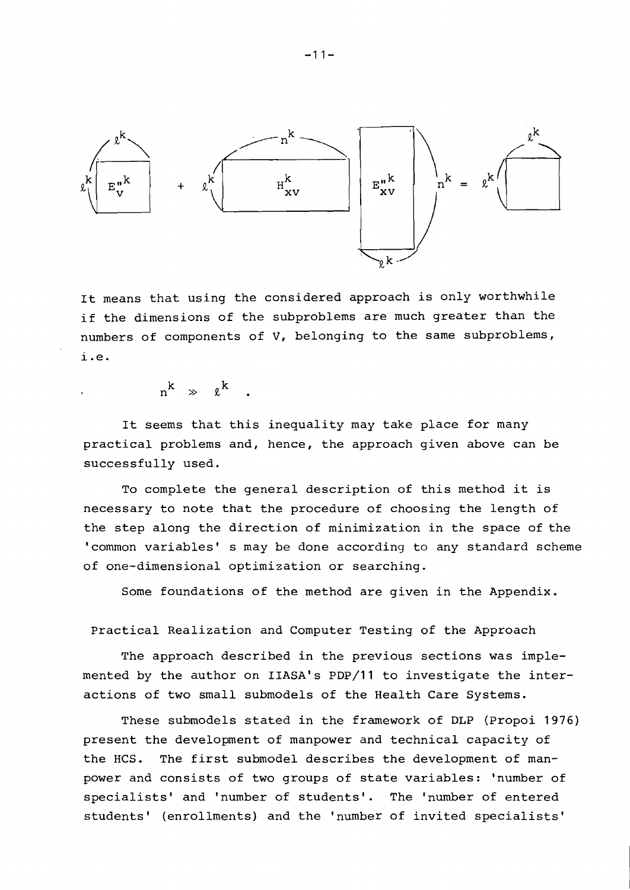$$\underbrace{E''^k_V}_{\ell^k \times \ell^k} + \underbrace{H^k_{xv}}_{\ell^k \times n^k} \; \underbrace{E''^k_{xv}}_{n^k \times \ell^k} = \underbrace{\quad}_{\ell^k \times \ell^k}$$

It means that using the considered approach is only worthwhile if the dimensions of the subproblems are much greater than the numbers of components of V, belonging to the same subproblems, i.e.

$$n^k \gg \ell^k \quad .$$

It seems that this inequality may take place for many practical problems and, hence, the approach given above can be successfully used.

To complete the general description of this method it is necessary to note that the procedure of choosing the length of the step along the direction of minimization in the space of the 'common variables' s may be done according to any standard scheme of one-dimensional optimization or searching.

Some foundations of the method are given in the Appendix.

## Practical Realization and Computer Testing of the Approach

The approach described in the previous sections was implemented by the author on IIASA's PDP/11 to investigate the interactions of two small submodels of the Health Care Systems.

These submodels stated in the framework of DLP (Propoi 1976) present the development of manpower and technical capacity of the HCS. The first submodel describes the development of manpower and consists of two groups of state variables: 'number of specialists' and 'number of students'. The 'number of entered students' (enrollments) and the 'number of invited specialists'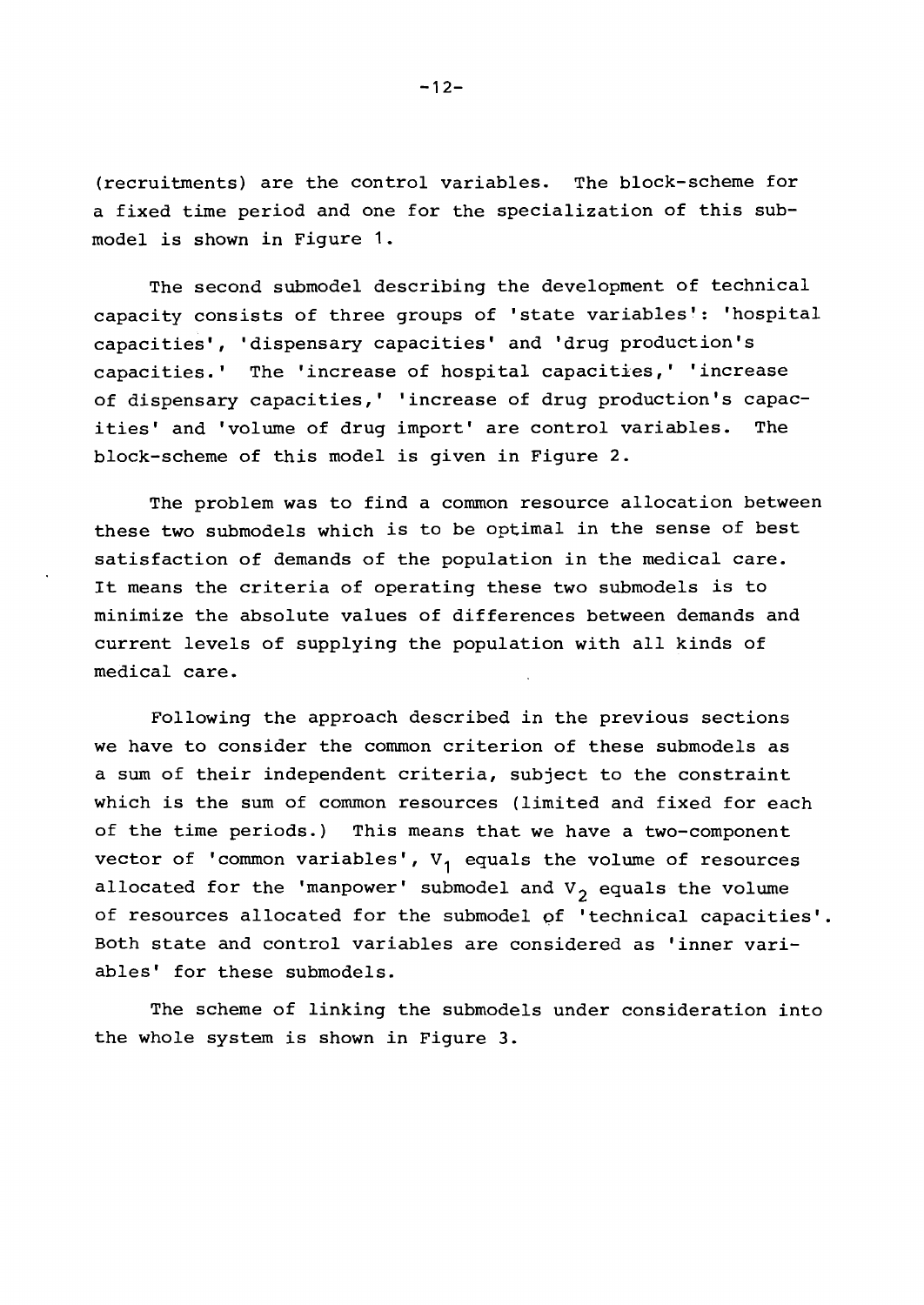(recruitments) are the control variables. The block-scheme for a fixed time period and one for the specialization of this submodel is shown in Figure 1.

The second submodel describing the development of technical capacity consists of three groups of 'state variables': 'hospital capacities', 'dispensary capacities' and 'drug production's capacities.' The 'increase of hospital capacities,' 'increase of dispensary capacities,' 'increase of drug production's capacities' and 'volume of drug import' are control variables. The block-scheme of this model is given in Figure 2.

The problem was to find a common resource allocation between these two submodels which is to be optimal in the sense of best satisfaction of demands of the population in the medical care. It means the criteria of operating these two submodels is to minimize the absolute values of differences between demands and current levels of supplying the population with all kinds of medical care.

Following the approach described in the previous sections we have to consider the common criterion of these submodels as a sum of their independent criteria, subject to the constraint which is the sum of common resources (limited and fixed for each of the time periods.) This means that we have a two-component vector of 'common variables', $V_1$ equals the volume of resources allocated for the 'manpower' submodel and $V_2$ equals the volume of resources allocated for the submodel of 'technical capacities'. Both state and control variables are considered as 'inner variables' for these submodels.

The scheme of linking the submodels under consideration into the whole system is shown in Figure 3.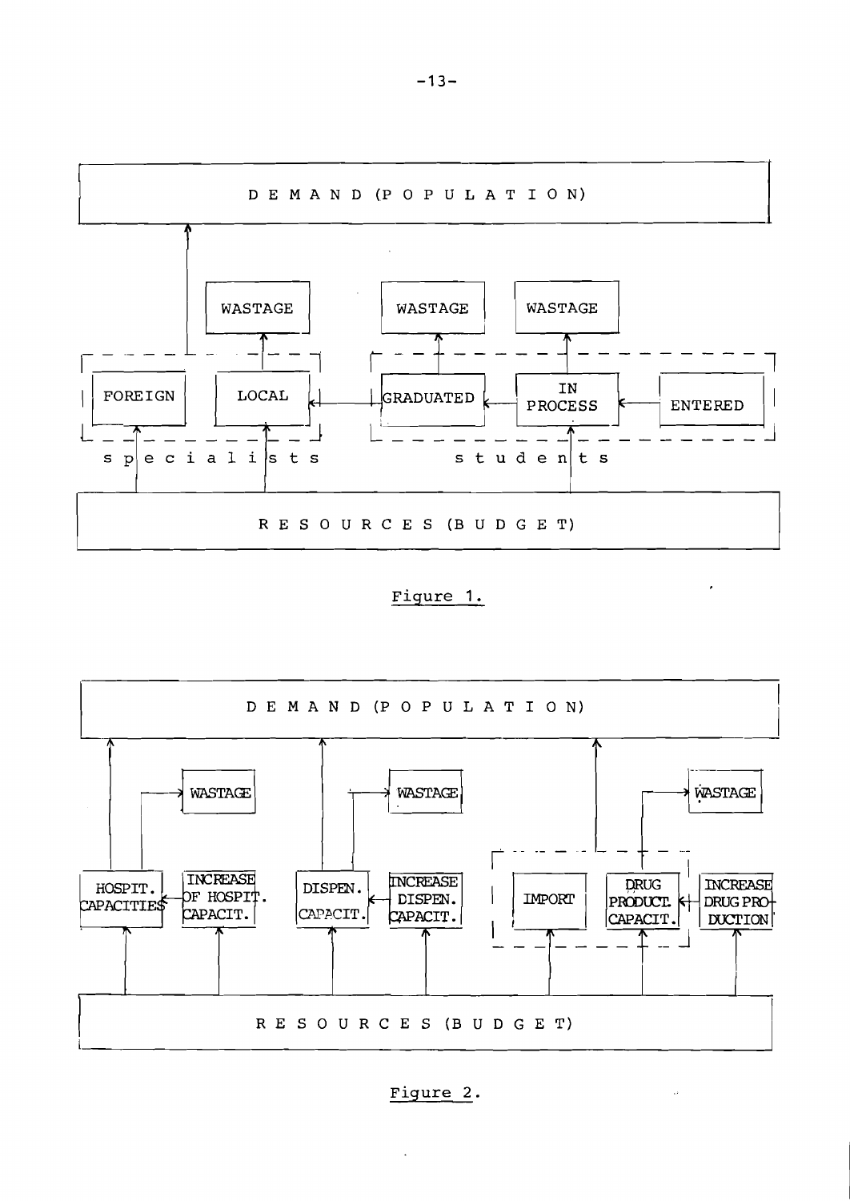DEMAND (POPULATION)

WASTAGE | WASTAGE | WASTAGE

FOREIGN | LOCAL | GRADUATED | IN PROCESS | ENTERED

specialists | students

RESOURCES (BUDGET)

Figure 1.

DEMAND (POPULATION)

WASTAGE | WASTAGE | WASTAGE

HOSPIT. CAPACITIES | INCREASE OF HOSPIT. CAPACIT. | DISPEN. CAPACIT. | INCREASE DISPEN. CAPACIT. | IMPORT | DRUG PRODUCT. CAPACIT. | INCREASE DRUG PRODUCTION

RESOURCES (BUDGET)

Figure 2.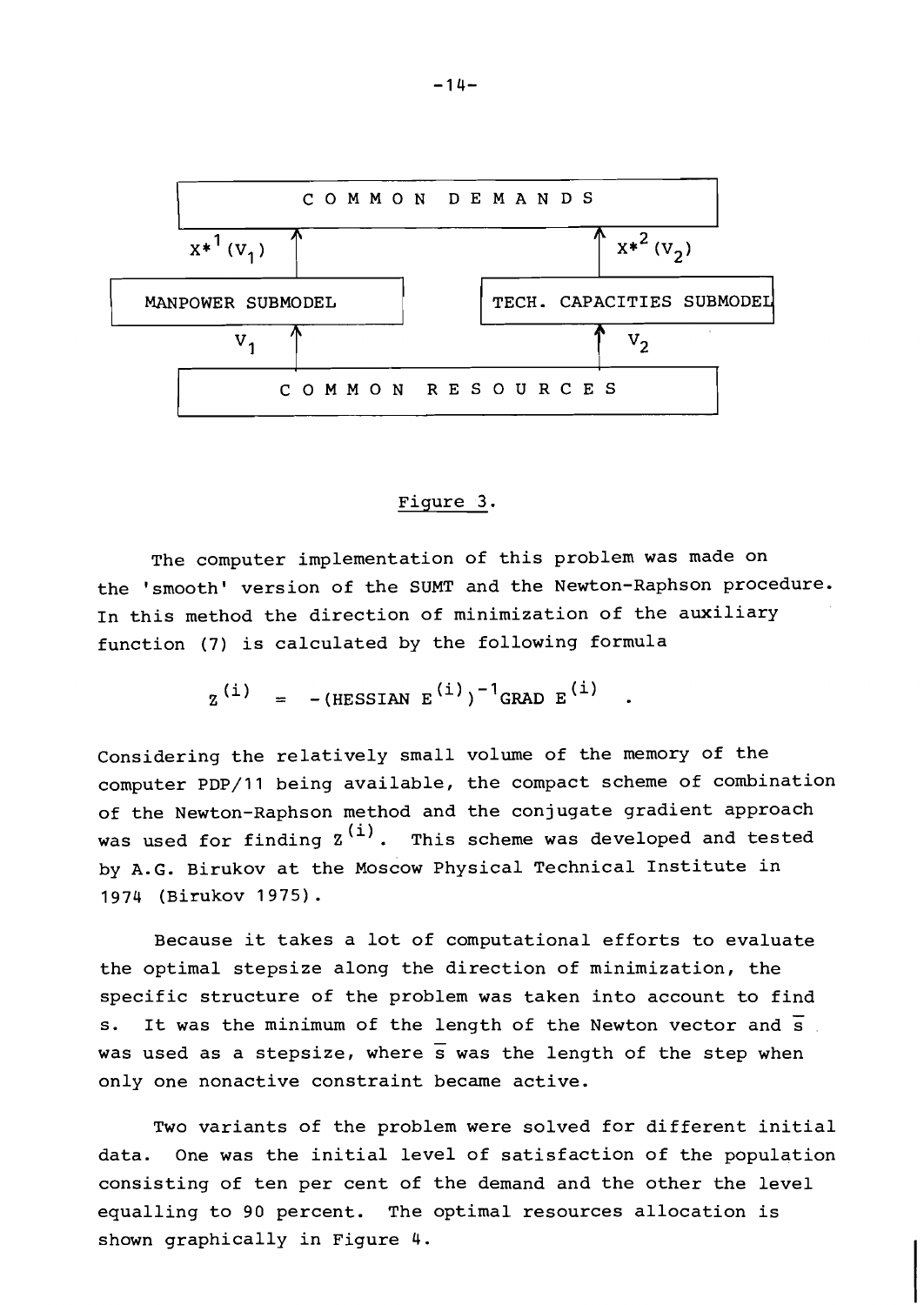COMMON DEMANDS

$x^{*1}(v_1)$ ↑ ↑ $x^{*2}(v_2)$

MANPOWER SUBMODEL | TECH. CAPACITIES SUBMODEL

$v_1$ ↑ ↑ $v_2$

COMMON RESOURCES

Figure 3.

The computer implementation of this problem was made on the 'smooth' version of the SUMT and the Newton-Raphson procedure. In this method the direction of minimization of the auxiliary function (7) is calculated by the following formula

$$z^{(i)} = -(\text{HESSIAN } E^{(i)})^{-1}\text{GRAD } E^{(i)} \quad .$$

Considering the relatively small volume of the memory of the computer PDP/11 being available, the compact scheme of combination of the Newton-Raphson method and the conjugate gradient approach was used for finding $z^{(i)}$. This scheme was developed and tested by A.G. Birukov at the Moscow Physical Technical Institute in 1974 (Birukov 1975).

Because it takes a lot of computational efforts to evaluate the optimal stepsize along the direction of minimization, the specific structure of the problem was taken into account to find s. It was the minimum of the length of the Newton vector and $\bar{s}$ was used as a stepsize, where $\bar{s}$ was the length of the step when only one nonactive constraint became active.

Two variants of the problem were solved for different initial data. One was the initial level of satisfaction of the population consisting of ten per cent of the demand and the other the level equalling to 90 percent. The optimal resources allocation is shown graphically in Figure 4.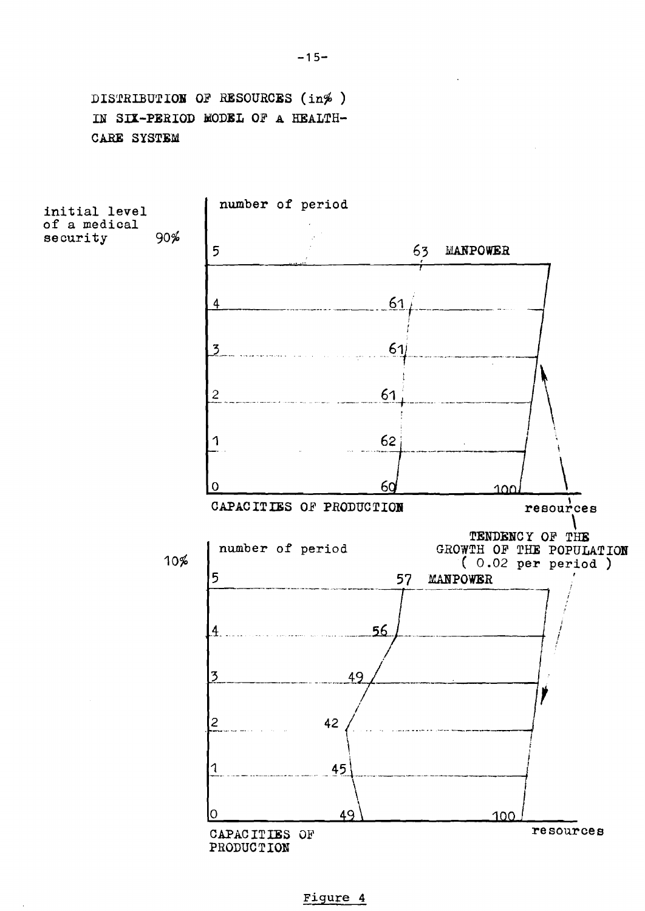DISTRIBUTION OF RESOURCES (in% )
IN SIX-PERIOD MODEL OF A HEALTH-CARE SYSTEM

initial level of a medical security 90%

| number of period | CAPACITIES OF PRODUCTION | MANPOWER |
|---|---|---|
| 5 | 63 | |
| 4 | 61 | |
| 3 | 61 | |
| 2 | 61 | |
| 1 | 62 | |
| 0 | 60 | 100 |

resources

TENDENCY OF THE GROWTH OF THE POPULATION ( 0.02 per period )

10%

| number of period | CAPACITIES OF PRODUCTION | MANPOWER |
|---|---|---|
| 5 | 57 | |
| 4 | 56 | |
| 3 | 49 | |
| 2 | 42 | |
| 1 | 45 | |
| 0 | 49 | 100 |

resources

Figure 4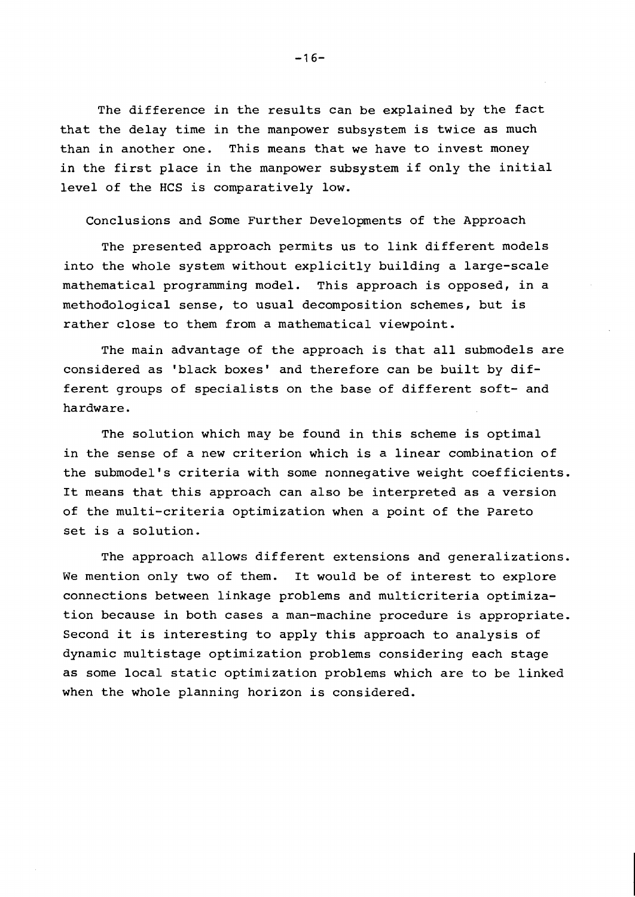The difference in the results can be explained by the fact that the delay time in the manpower subsystem is twice as much than in another one. This means that we have to invest money in the first place in the manpower subsystem if only the initial level of the HCS is comparatively low.

## Conclusions and Some Further Developments of the Approach

The presented approach permits us to link different models into the whole system without explicitly building a large-scale mathematical programming model. This approach is opposed, in a methodological sense, to usual decomposition schemes, but is rather close to them from a mathematical viewpoint.

The main advantage of the approach is that all submodels are considered as 'black boxes' and therefore can be built by different groups of specialists on the base of different soft- and hardware.

The solution which may be found in this scheme is optimal in the sense of a new criterion which is a linear combination of the submodel's criteria with some nonnegative weight coefficients. It means that this approach can also be interpreted as a version of the multi-criteria optimization when a point of the Pareto set is a solution.

The approach allows different extensions and generalizations. We mention only two of them. It would be of interest to explore connections between linkage problems and multicriteria optimization because in both cases a man-machine procedure is appropriate. Second it is interesting to apply this approach to analysis of dynamic multistage optimization problems considering each stage as some local static optimization problems which are to be linked when the whole planning horizon is considered.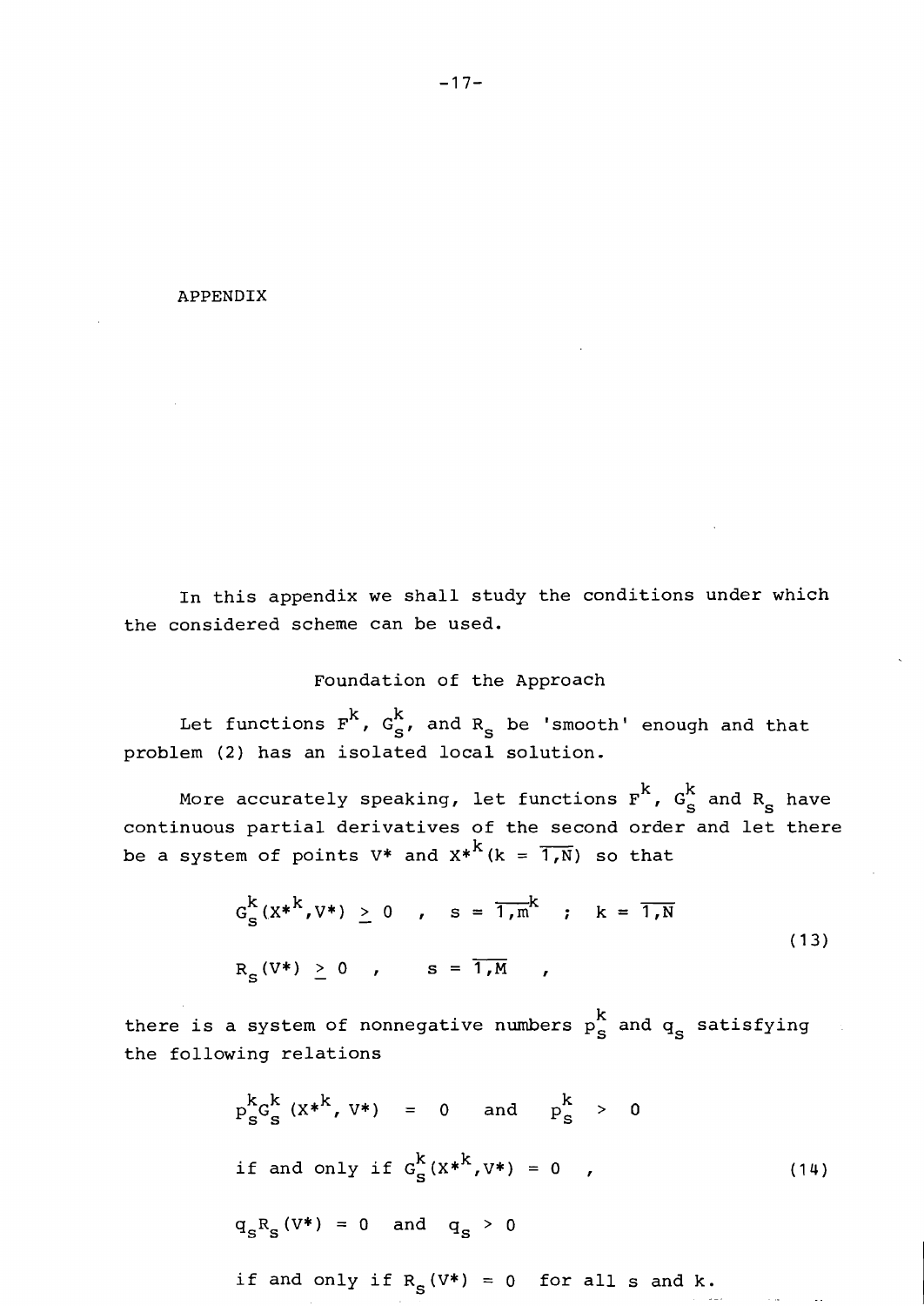# APPENDIX

In this appendix we shall study the conditions under which the considered scheme can be used.

## Foundation of the Approach

Let functions $F^k$, $G_s^k$, and $R_s$ be 'smooth' enough and that problem (2) has an isolated local solution.

More accurately speaking, let functions $F^k$, $G_s^k$ and $R_s$ have continuous partial derivatives of the second order and let there be a system of points $V^*$ and $X^{*k} (k = \overline{1,N})$ so that

$$
\begin{aligned}
&G_s^k(X^{*k}, V^*) \geq 0 \quad , \quad s = \overline{1,m^k} \quad ; \quad k = \overline{1,N} \\
&R_s(V^*) \geq 0 \quad , \quad s = \overline{1,M} \quad ,
\end{aligned}
\tag{13}
$$

there is a system of nonnegative numbers $p_s^k$ and $q_s$ satisfying the following relations

$$
\begin{aligned}
&p_s^k G_s^k (X^{*k}, V^*) = 0 \quad \text{and} \quad p_s^k > 0 \\
&\text{if and only if } G_s^k(X^{*k}, V^*) = 0 \quad , \\
&q_s R_s(V^*) = 0 \quad \text{and} \quad q_s > 0 \\
&\text{if and only if } R_s(V^*) = 0 \quad \text{for all } s \text{ and } k.
\end{aligned}
\tag{14}
$$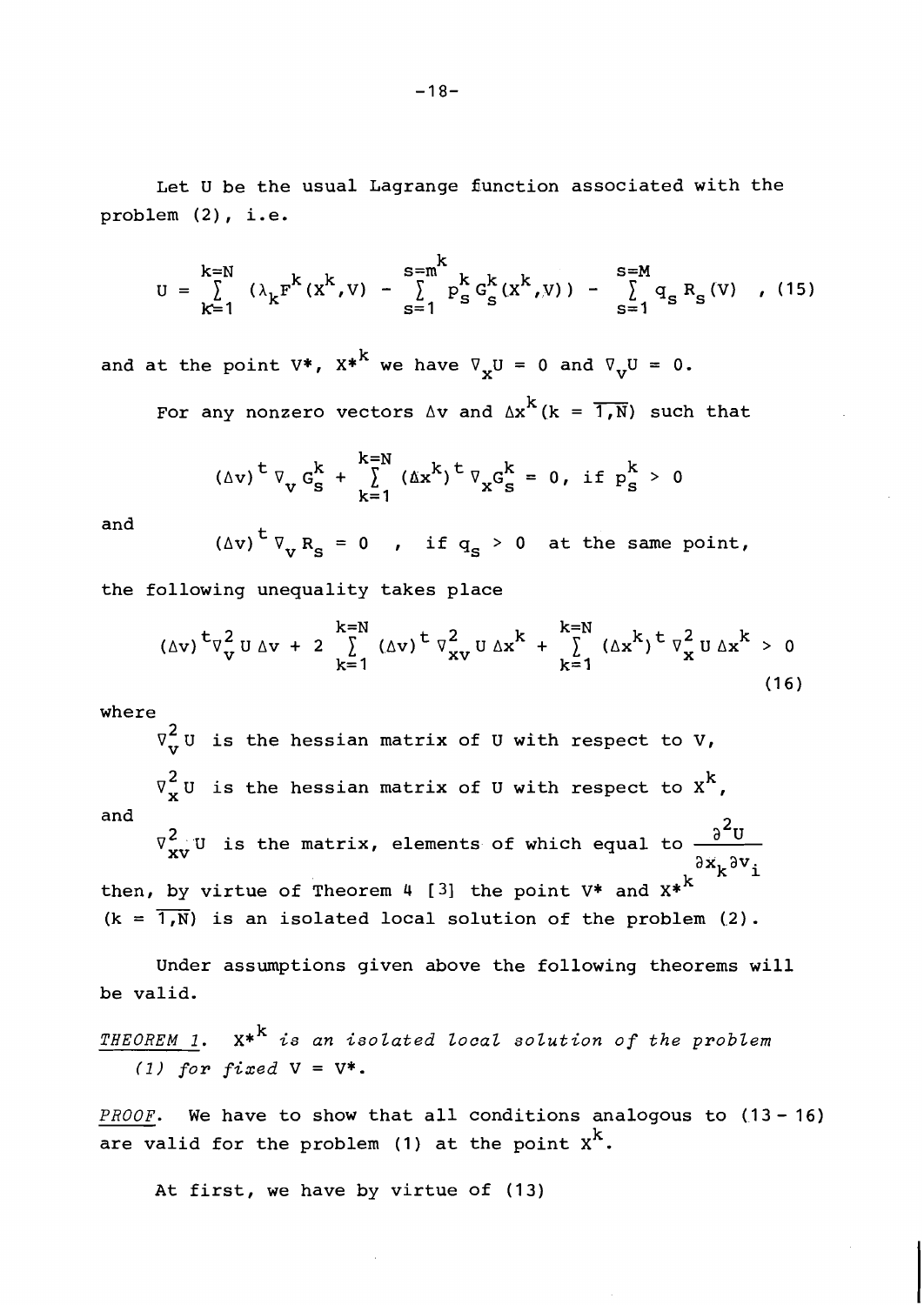Let U be the usual Lagrange function associated with the problem (2), i.e.

$$U = \sum_{k=1}^{k=N} (\lambda_k F^k(X^k, V) - \sum_{s=1}^{s=m^k} p_s^k G_s^k(X^k, V)) - \sum_{s=1}^{s=M} q_s R_s(V) \quad , (15)$$

and at the point $V^*$, $X^{*k}$ we have $\nabla_x U = 0$ and $\nabla_v U = 0$.

For any nonzero vectors $\Delta v$ and $\Delta x^k (k = \overline{1,N})$ such that

$$(\Delta v)^t \nabla_v G_s^k + \sum_{k=1}^{k=N} (\Delta x^k)^t \nabla_x G_s^k = 0, \text{ if } p_s^k > 0$$

and

$$(\Delta v)^t \nabla_v R_s = 0 \quad , \quad \text{if } q_s > 0 \quad \text{at the same point,}$$

the following unequality takes place

$$(\Delta v)^t \nabla_v^2 U \, \Delta v + 2 \sum_{k=1}^{k=N} (\Delta v)^t \nabla_{xv}^2 U \, \Delta x^k + \sum_{k=1}^{k=N} (\Delta x^k)^t \nabla_x^2 U \, \Delta x^k > 0 \tag{16}$$

where

$\nabla_v^2 U$ is the hessian matrix of U with respect to V,

$\nabla_x^2 U$ is the hessian matrix of U with respect to $X^k$,

and

$\nabla_{xv}^2 U$ is the matrix, elements of which equal to $\dfrac{\partial^2 U}{\partial x_k \partial v_i}$

then, by virtue of Theorem 4 [3] the point $V^*$ and $X^{*k}$ $(k = \overline{1,N})$ is an isolated local solution of the problem (2).

Under assumptions given above the following theorems will be valid.

*THEOREM 1.* $X^{*k}$ *is an isolated local solution of the problem (1) for fixed* $V = V^*$.

*PROOF.* We have to show that all conditions analogous to (13 - 16) are valid for the problem (1) at the point $X^k$.

At first, we have by virtue of (13)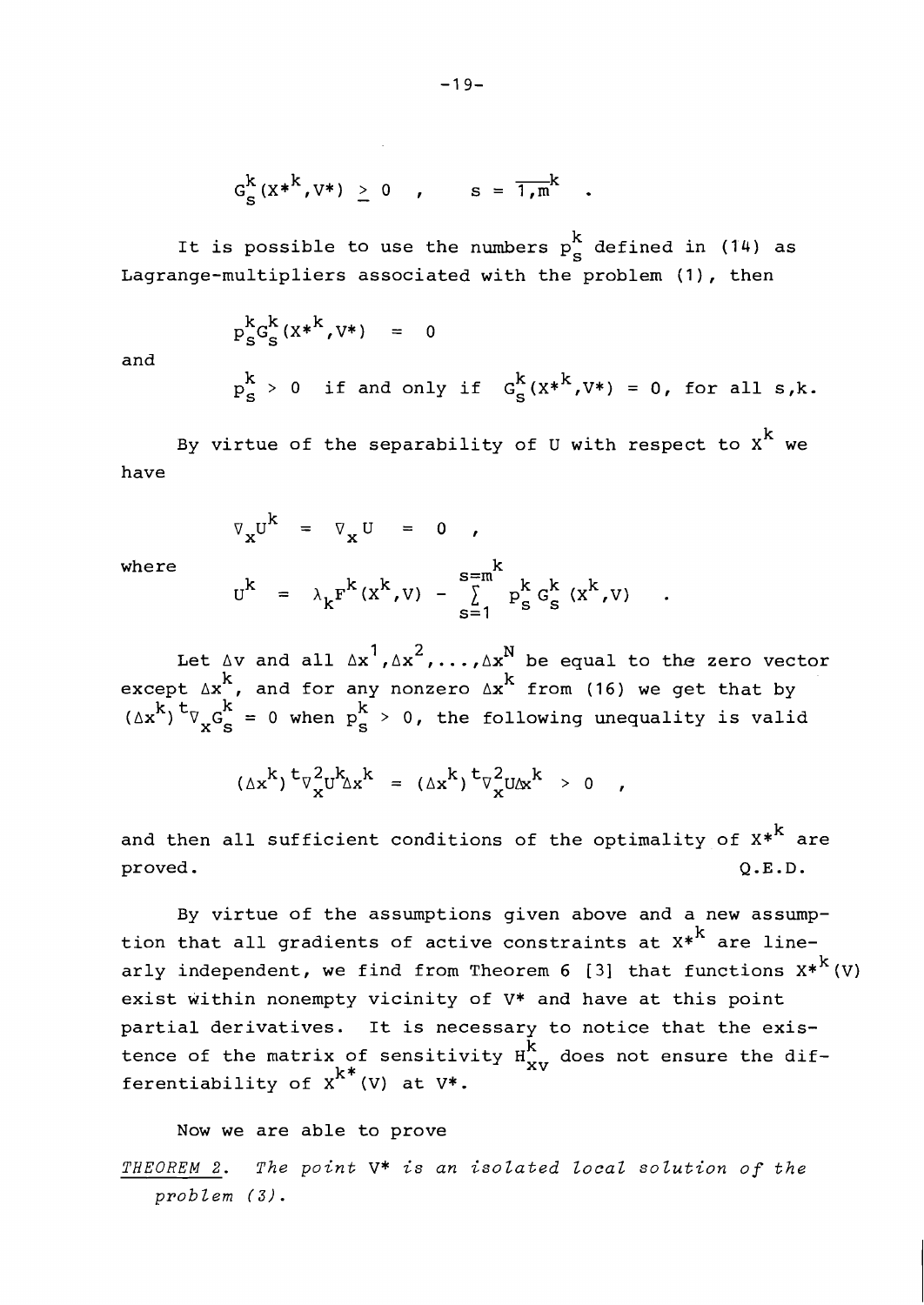$$G_s^k(X^{*k}, V^*) \geq 0 \quad , \qquad s = \overline{1, m^k} \quad .$$

It is possible to use the numbers $p_s^k$ defined in (14) as Lagrange-multipliers associated with the problem (1), then

$$p_s^k G_s^k(X^{*k}, V^*) \quad = \quad 0$$

and

$$p_s^k > 0 \quad \text{if and only if} \quad G_s^k(X^{*k}, V^*) = 0, \text{ for all } s,k.$$

By virtue of the separability of U with respect to $X^k$ we have

$$\nabla_x U^k \quad = \quad \nabla_x U \quad = \quad 0 \quad ,$$

where

$$U^k \quad = \quad \lambda_k F^k(X^k, V) - \sum_{s=1}^{s=m^k} p_s^k G_s^k(X^k, V) \quad .$$

Let $\Delta v$ and all $\Delta x^1, \Delta x^2, \ldots, \Delta x^N$ be equal to the zero vector except $\Delta x^k$, and for any nonzero $\Delta x^k$ from (16) we get that by $(\Delta x^k)^t \nabla_x G_s^k = 0$ when $p_s^k > 0$, the following unequality is valid

$$(\Delta x^k)^t \nabla_x^2 U^k \Delta x^k \;=\; (\Delta x^k)^t \nabla_x^2 U \Delta x^k \;>\; 0 \quad ,$$

and then all sufficient conditions of the optimality of $X^{*k}$ are proved. Q.E.D.

By virtue of the assumptions given above and a new assumption that all gradients of active constraints at $X^{*k}$ are linearly independent, we find from Theorem 6 [3] that functions $X^{*k}(V)$ exist within nonempty vicinity of V* and have at this point partial derivatives. It is necessary to notice that the existence of the matrix of sensitivity $H_{xv}^k$ does not ensure the differentiability of $X^{k*}(V)$ at V*.

Now we are able to prove

*THEOREM 2. The point* V* *is an isolated local solution of the problem (3).*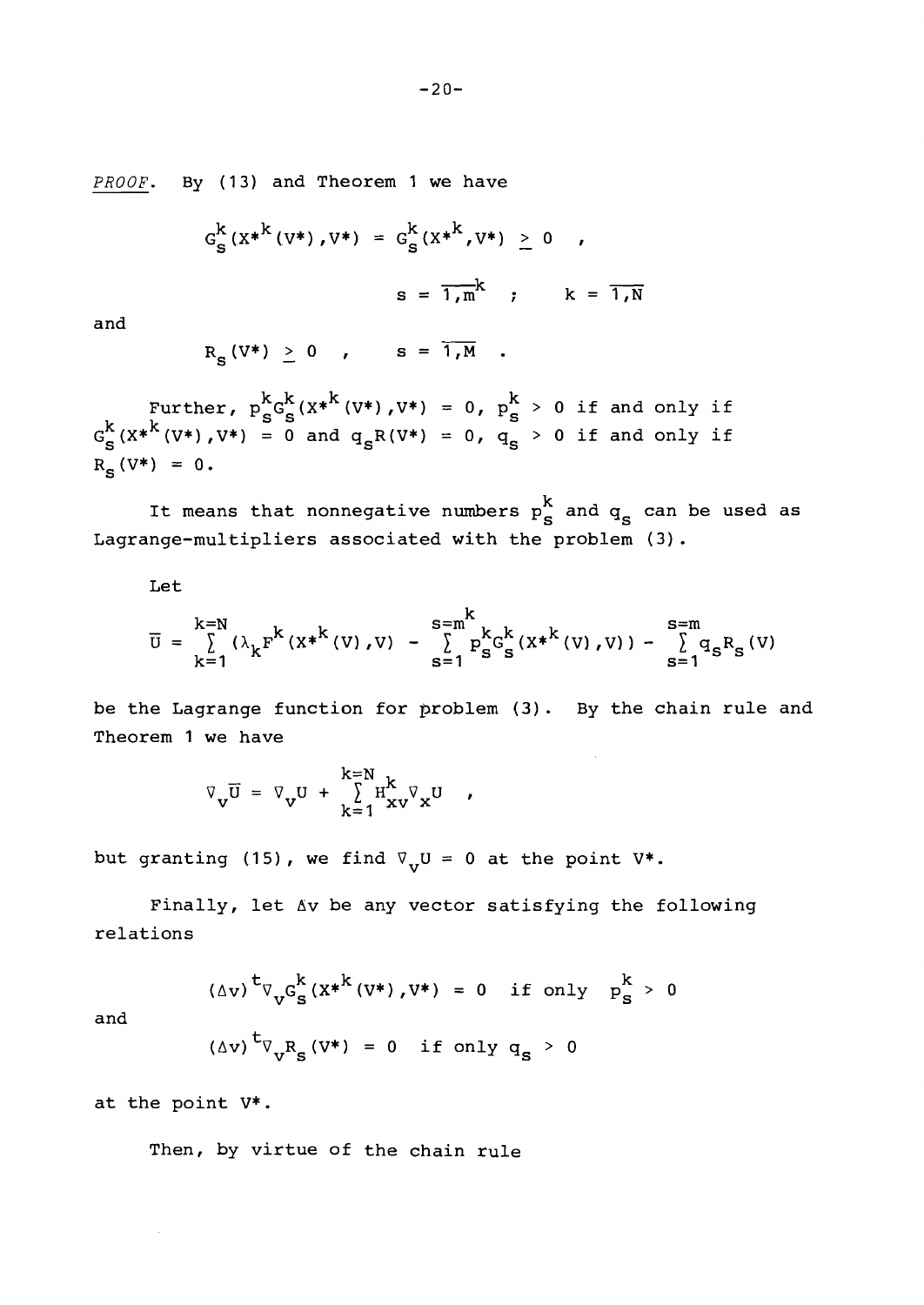*PROOF.* By (13) and Theorem 1 we have

$$G_s^k(X^{*k}(V^*),V^*) = G_s^k(X^{*k},V^*) \geq 0 \quad ,$$

$$s = \overline{1,m^k} \quad ; \qquad k = \overline{1,N}$$

and

$$R_s(V^*) \geq 0 \quad , \qquad s = \overline{1,M} \quad .$$

Further, $p_s^k G_s^k(X^{*k}(V^*),V^*) = 0$, $p_s^k > 0$ if and only if $G_s^k(X^{*k}(V^*),V^*) = 0$ and $q_s R(V^*) = 0$, $q_s > 0$ if and only if $R_s(V^*) = 0$.

It means that nonnegative numbers $p_s^k$ and $q_s$ can be used as Lagrange-multipliers associated with the problem (3).

Let

$$\overline{U} = \sum_{k=1}^{k=N} (\lambda_k F^k(X^{*k}(V),V) - \sum_{s=1}^{s=m^k} p_s^k G_s^k(X^{*k}(V),V)) - \sum_{s=1}^{s=m} q_s R_s(V)$$

be the Lagrange function for problem (3). By the chain rule and Theorem 1 we have

$$\nabla_v \overline{U} = \nabla_v U + \sum_{k=1}^{k=N} H_{xv}^k \nabla_x U \quad ,$$

but granting (15), we find $\nabla_v U = 0$ at the point $V^*$.

Finally, let $\Delta v$ be any vector satisfying the following relations

$$(\Delta v)^t \nabla_v G_s^k(X^{*k}(V^*),V^*) = 0 \quad \text{if only} \quad p_s^k > 0$$

and

$$(\Delta v)^t \nabla_v R_s(V^*) = 0 \quad \text{if only } q_s > 0$$

at the point $V^*$.

Then, by virtue of the chain rule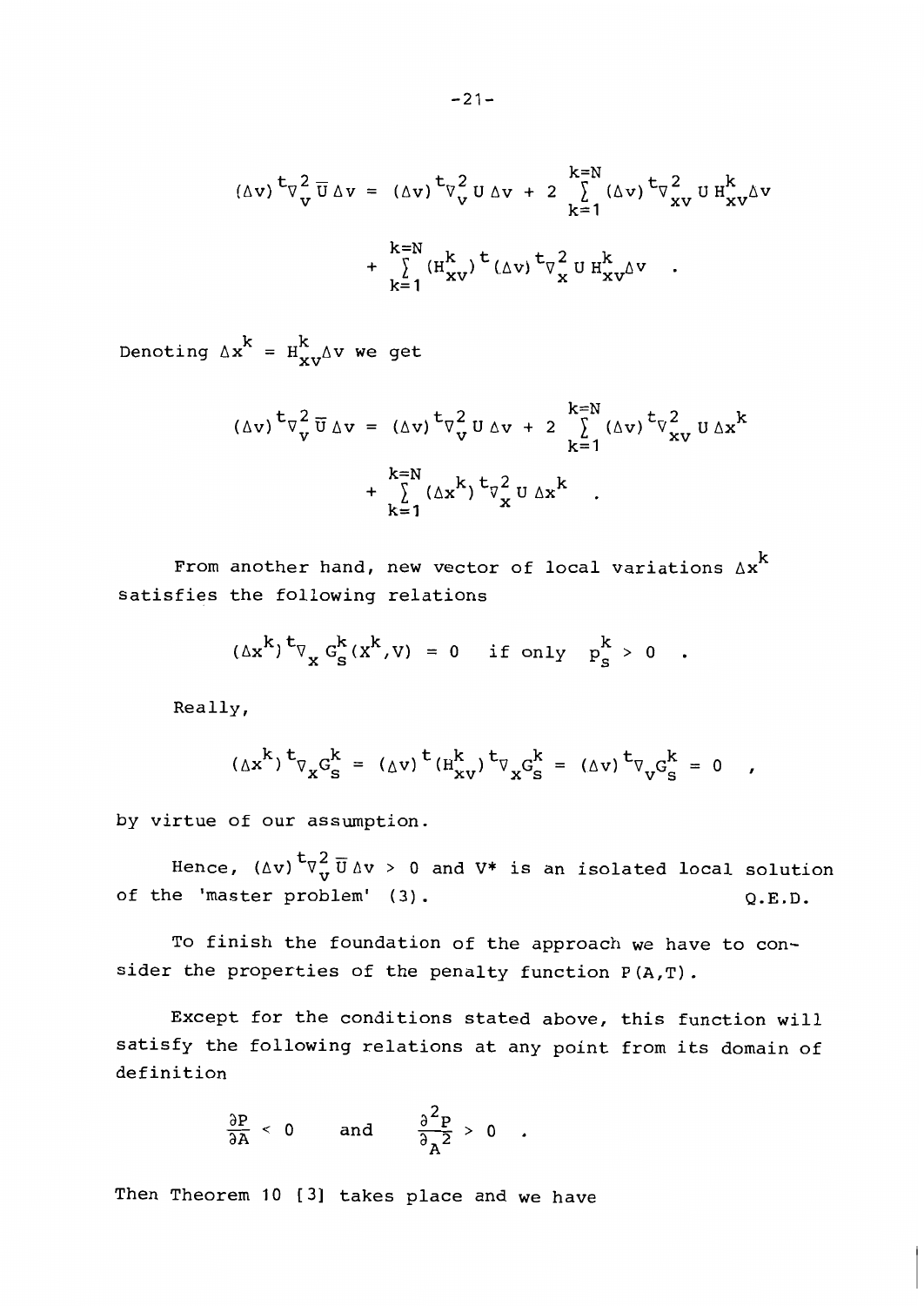$$(\Delta v)^t \nabla_v^2 \overline{U} \Delta v = (\Delta v)^t \nabla_v^2 U \Delta v + 2 \sum_{k=1}^{k=N} (\Delta v)^t \nabla_{xv}^2 U H_{xv}^k \Delta v$$

$$+ \sum_{k=1}^{k=N} (H_{xv}^k)^t (\Delta v)^t \nabla_x^2 U H_{xv}^k \Delta v \quad .$$

Denoting $\Delta x^k = H_{xv}^k \Delta v$ we get

$$(\Delta v)^t \nabla_v^2 \overline{U} \Delta v = (\Delta v)^t \nabla_v^2 U \Delta v + 2 \sum_{k=1}^{k=N} (\Delta v)^t \nabla_{xv}^2 U \Delta x^k$$

$$+ \sum_{k=1}^{k=N} (\Delta x^k)^t \nabla_x^2 U \Delta x^k \quad .$$

From another hand, new vector of local variations $\Delta x^k$ satisfies the following relations

$$(\Delta x^k)^t \nabla_x G_s^k (x^k, V) = 0 \quad \text{if only} \quad p_s^k > 0 \quad .$$

Really,

$$(\Delta x^k)^t \nabla_x G_s^k = (\Delta v)^t (H_{xv}^k)^t \nabla_x G_s^k = (\Delta v)^t \nabla_v G_s^k = 0 \quad ,$$

by virtue of our assumption.

Hence, $(\Delta v)^t \nabla_v^2 \overline{U} \Delta v > 0$ and $V^*$ is an isolated local solution of the 'master problem' (3). Q.E.D.

To finish the foundation of the approach we have to consider the properties of the penalty function $P(A,T)$.

Except for the conditions stated above, this function will satisfy the following relations at any point from its domain of definition

$$\frac{\partial P}{\partial A} < 0 \quad \text{and} \quad \frac{\partial^2 P}{\partial_A^2} > 0 \quad .$$

Then Theorem 10 [3] takes place and we have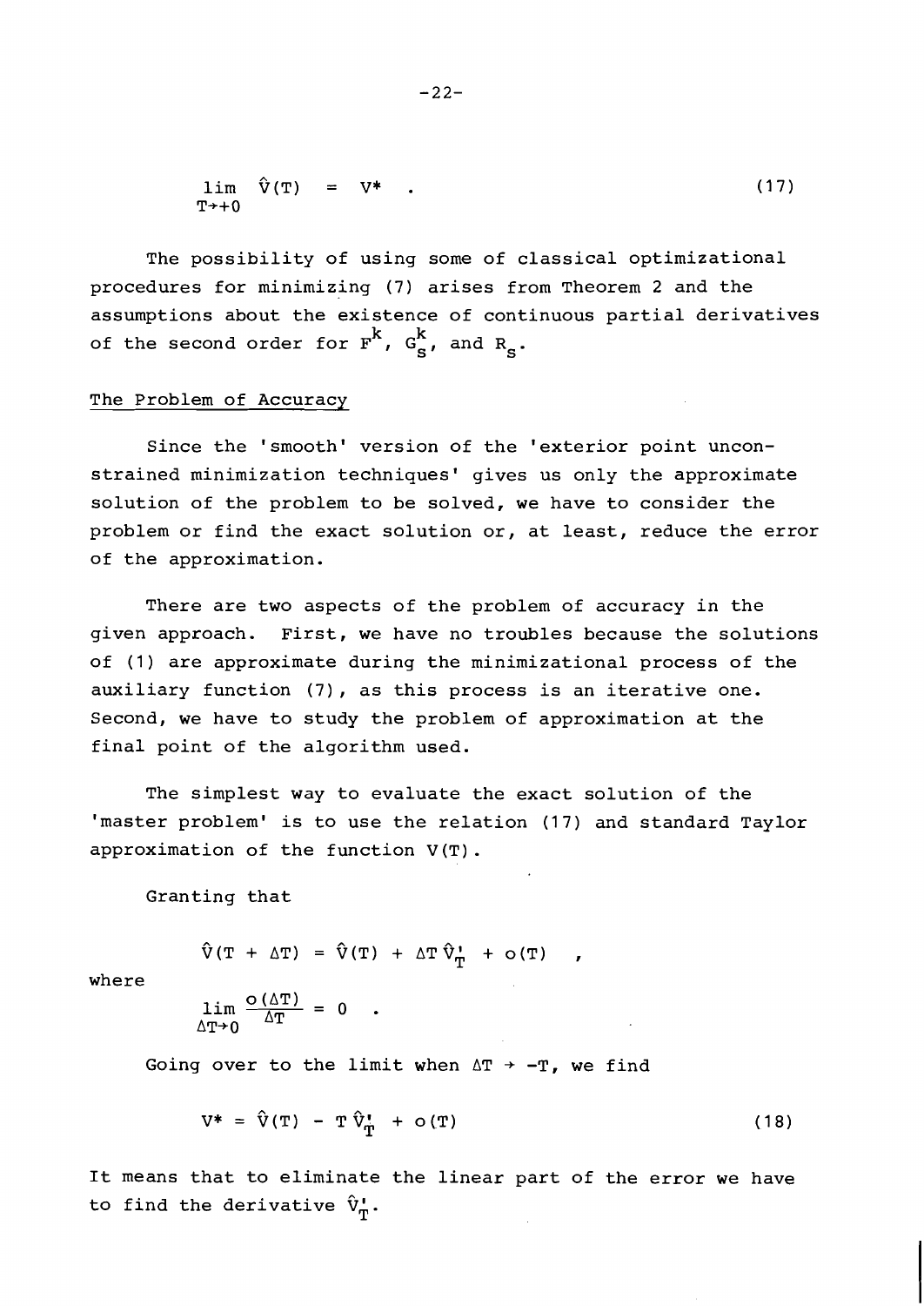$$\lim_{T \to +0} \hat{V}(T) = V^* \quad . \tag{17}$$

The possibility of using some of classical optimizational procedures for minimizing (7) arises from Theorem 2 and the assumptions about the existence of continuous partial derivatives of the second order for $F^k$, $G_s^k$, and $R_s$.

## The Problem of Accuracy

Since the 'smooth' version of the 'exterior point unconstrained minimization techniques' gives us only the approximate solution of the problem to be solved, we have to consider the problem or find the exact solution or, at least, reduce the error of the approximation.

There are two aspects of the problem of accuracy in the given approach. First, we have no troubles because the solutions of (1) are approximate during the minimizational process of the auxiliary function (7), as this process is an iterative one. Second, we have to study the problem of approximation at the final point of the algorithm used.

The simplest way to evaluate the exact solution of the 'master problem' is to use the relation (17) and standard Taylor approximation of the function V(T).

Granting that

$$\hat{V}(T + \Delta T) = \hat{V}(T) + \Delta T \, \hat{V}_T' + o(T) \quad ,$$

where

$$\lim_{\Delta T \to 0} \frac{o(\Delta T)}{\Delta T} = 0 \quad .$$

Going over to the limit when $\Delta T \to -T$, we find

$$V^* = \hat{V}(T) - T \, \hat{V}_T' + o(T) \tag{18}$$

It means that to eliminate the linear part of the error we have to find the derivative $\hat{V}_T'$.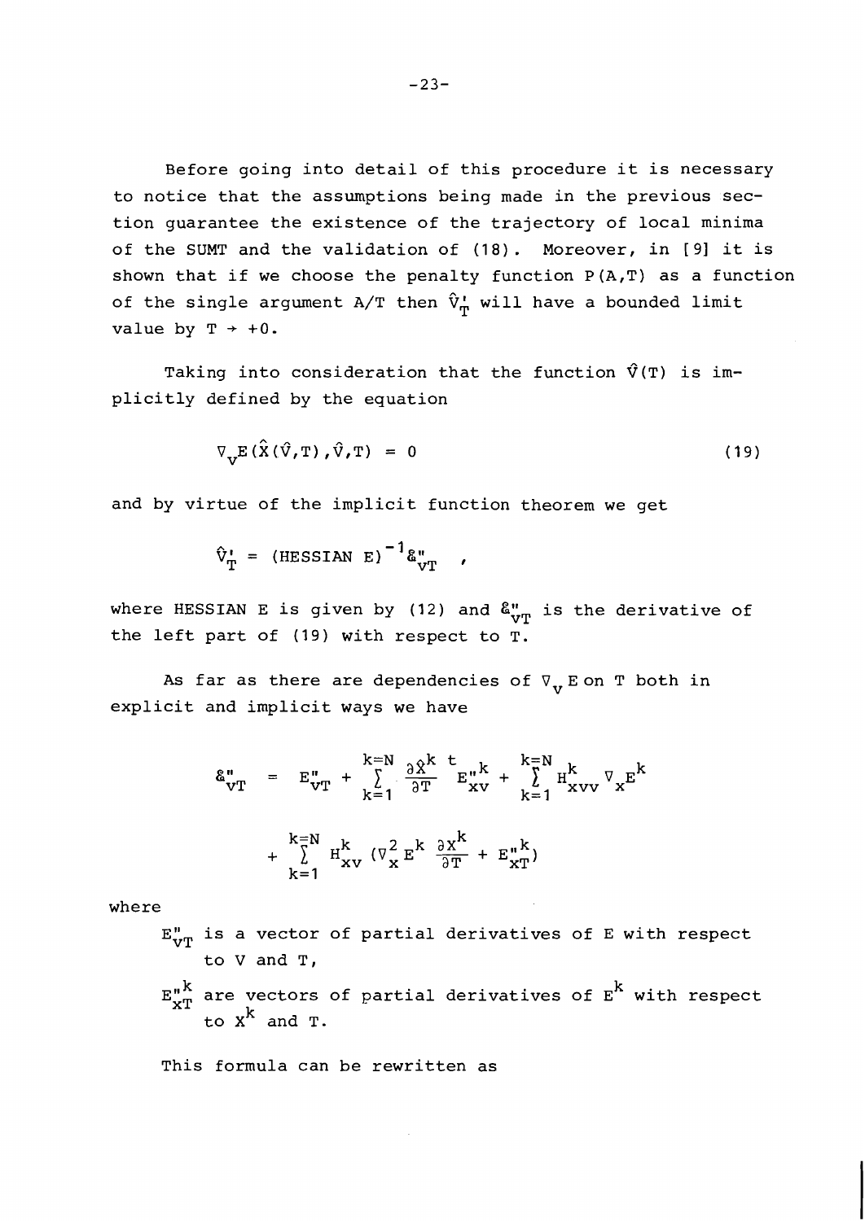Before going into detail of this procedure it is necessary to notice that the assumptions being made in the previous section guarantee the existence of the trajectory of local minima of the SUMT and the validation of (18). Moreover, in [9] it is shown that if we choose the penalty function $P(A,T)$ as a function of the single argument $A/T$ then $\hat{V}'_T$ will have a bounded limit value by $T \to +0$.

Taking into consideration that the function $\hat{V}(T)$ is implicitly defined by the equation

$$\nabla_V E(\hat{X}(\hat{V},T),\hat{V},T) = 0 \tag{19}$$

and by virtue of the implicit function theorem we get

$$\hat{V}'_T = (\text{HESSIAN } E)^{-1} \mathcal{E}''_{VT} \quad ,$$

where HESSIAN E is given by (12) and $\mathcal{E}''_{VT}$ is the derivative of the left part of (19) with respect to T.

As far as there are dependencies of $\nabla_V E$ on T both in explicit and implicit ways we have

$$\mathcal{E}''_{VT} = E''_{VT} + \sum_{k=1}^{k=N} \frac{\partial \hat{X}^k}{\partial T}^t E''^k_{XV} + \sum_{k=1}^{k=N} H^k_{XVV} \nabla_X E^k$$

$$+ \sum_{k=1}^{k=N} H^k_{XV} (\nabla^2_X E^k \frac{\partial X^k}{\partial T} + E''^k_{XT})$$

where

$E''_{VT}$ is a vector of partial derivatives of E with respect to V and T,

$E''^k_{XT}$ are vectors of partial derivatives of $E^k$ with respect to $X^k$ and T.

This formula can be rewritten as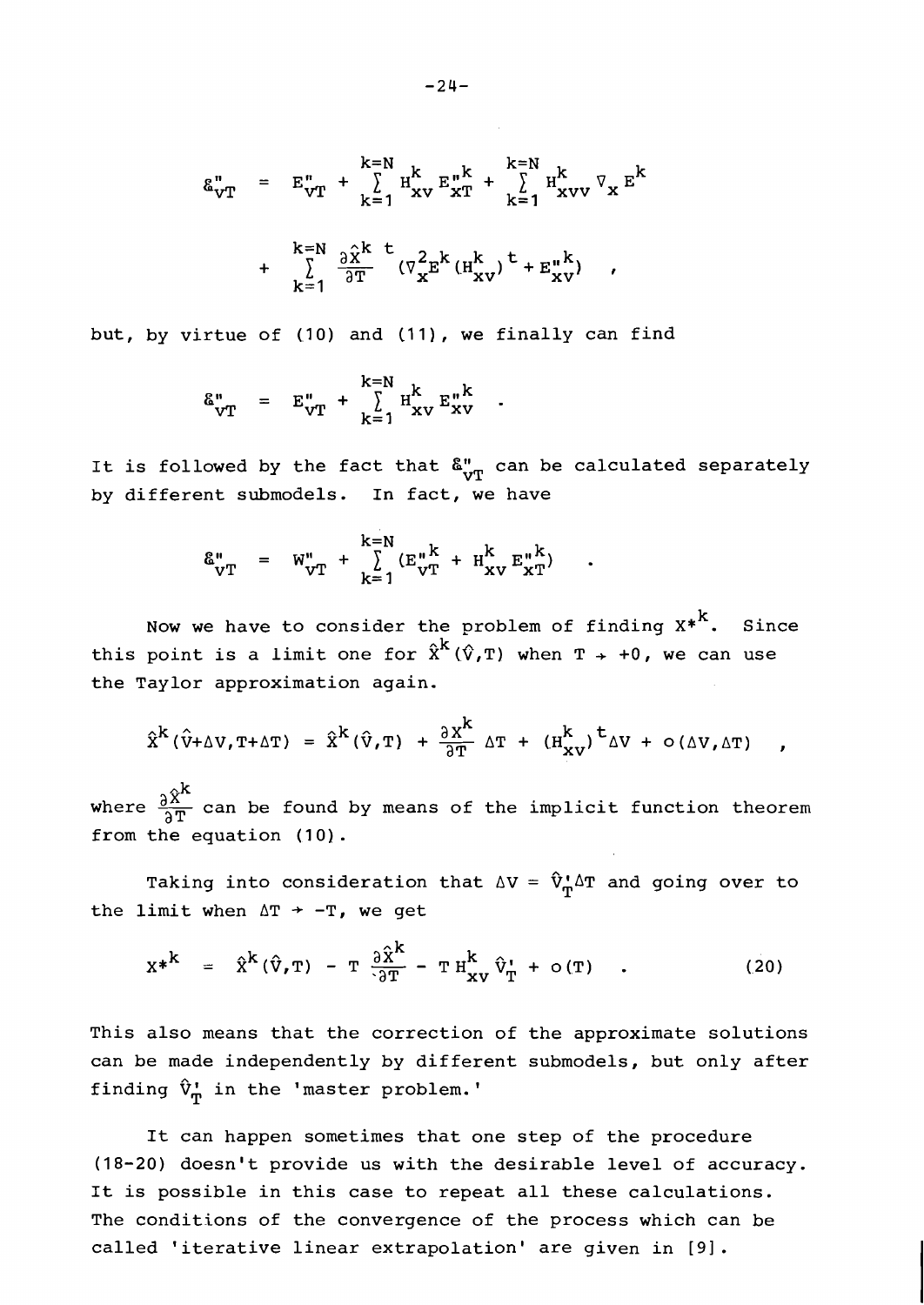$$\mathcal{E}''_{vT} = E''_{vT} + \sum_{k=1}^{k=N} H^k_{xv} E''^k_{xT} + \sum_{k=1}^{k=N} H^k_{xvv} \nabla_x E^k$$

$$+ \sum_{k=1}^{k=N} \frac{\partial \hat{X}^k}{\partial T}^t (\nabla^2_x E^k (H^k_{xv})^t + E''^k_{xv}) \quad ,$$

but, by virtue of (10) and (11), we finally can find

$$\mathcal{E}''_{vT} = E''_{vT} + \sum_{k=1}^{k=N} H^k_{xv} E''^k_{xv} \quad .$$

It is followed by the fact that $\mathcal{E}''_{vT}$ can be calculated separately by different submodels. In fact, we have

$$\mathcal{E}''_{vT} = W''_{vT} + \sum_{k=1}^{k=N} (E''^k_{vT} + H^k_{xv} E''^k_{xT}) \quad .$$

Now we have to consider the problem of finding $X^{*k}$. Since this point is a limit one for $\hat{X}^k(\hat{V},T)$ when $T \to +0$, we can use the Taylor approximation again.

$$\hat{X}^k(\hat{V}+\Delta V, T+\Delta T) = \hat{X}^k(\hat{V},T) + \frac{\partial X^k}{\partial T} \Delta T + (H^k_{xv})^t \Delta V + o(\Delta V, \Delta T) \quad ,$$

where $\frac{\partial \hat{X}^k}{\partial T}$ can be found by means of the implicit function theorem from the equation (10).

Taking into consideration that $\Delta V = \hat{V}'_T \Delta T$ and going over to the limit when $\Delta T \to -T$, we get

$$X^{*k} = \hat{X}^k(\hat{V},T) - T \frac{\partial \hat{X}^k}{\partial T} - T H^k_{xv} \hat{V}'_T + o(T) \quad . \tag{20}$$

This also means that the correction of the approximate solutions can be made independently by different submodels, but only after finding $\hat{V}'_T$ in the 'master problem.'

It can happen sometimes that one step of the procedure (18-20) doesn't provide us with the desirable level of accuracy. It is possible in this case to repeat all these calculations. The conditions of the convergence of the process which can be called 'iterative linear extrapolation' are given in [9].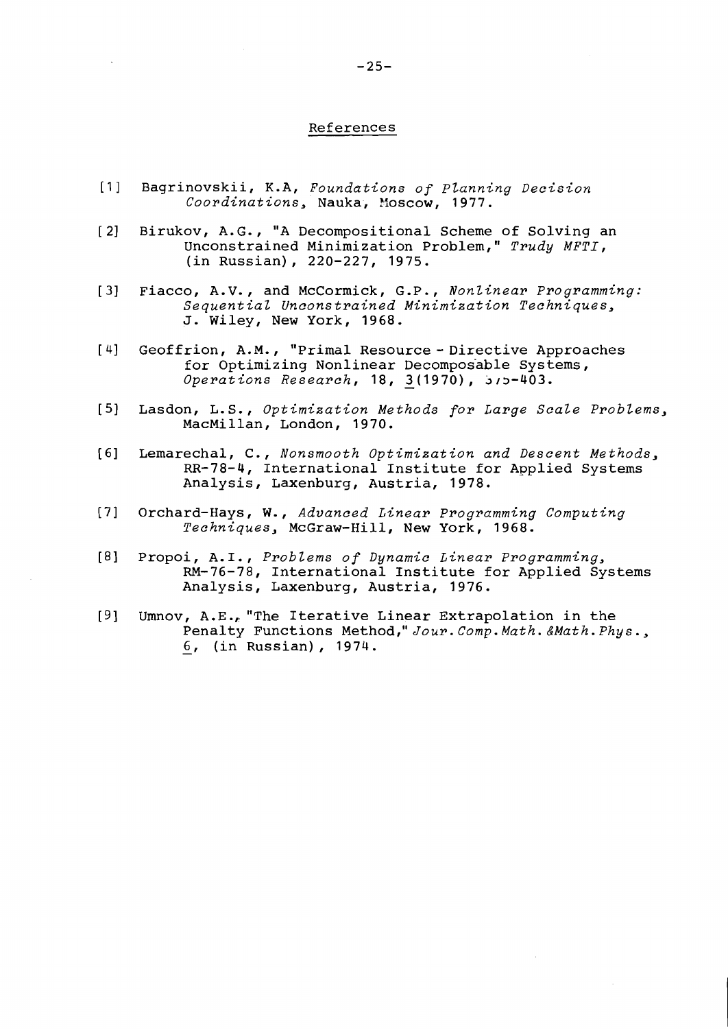## References

[1] Bagrinovskii, K.A, *Foundations of Planning Decision Coordinations*, Nauka, Moscow, 1977.

[2] Birukov, A.G., "A Decompositional Scheme of Solving an Unconstrained Minimization Problem," *Trudy MFTI*, (in Russian), 220-227, 1975.

[3] Fiacco, A.V., and McCormick, G.P., *Nonlinear Programming: Sequential Unconstrained Minimization Techniques*, J. Wiley, New York, 1968.

[4] Geoffrion, A.M., "Primal Resource - Directive Approaches for Optimizing Nonlinear Decomposable Systems, *Operations Research*, 18, 3(1970), 375-403.

[5] Lasdon, L.S., *Optimization Methods for Large Scale Problems*, MacMillan, London, 1970.

[6] Lemarechal, C., *Nonsmooth Optimization and Descent Methods*, RR-78-4, International Institute for Applied Systems Analysis, Laxenburg, Austria, 1978.

[7] Orchard-Hays, W., *Advanced Linear Programming Computing Techniques*, McGraw-Hill, New York, 1968.

[8] Propoi, A.I., *Problems of Dynamic Linear Programming*, RM-76-78, International Institute for Applied Systems Analysis, Laxenburg, Austria, 1976.

[9] Umnov, A.E., "The Iterative Linear Extrapolation in the Penalty Functions Method," *Jour.Comp.Math.&Math.Phys.*, 6, (in Russian), 1974.